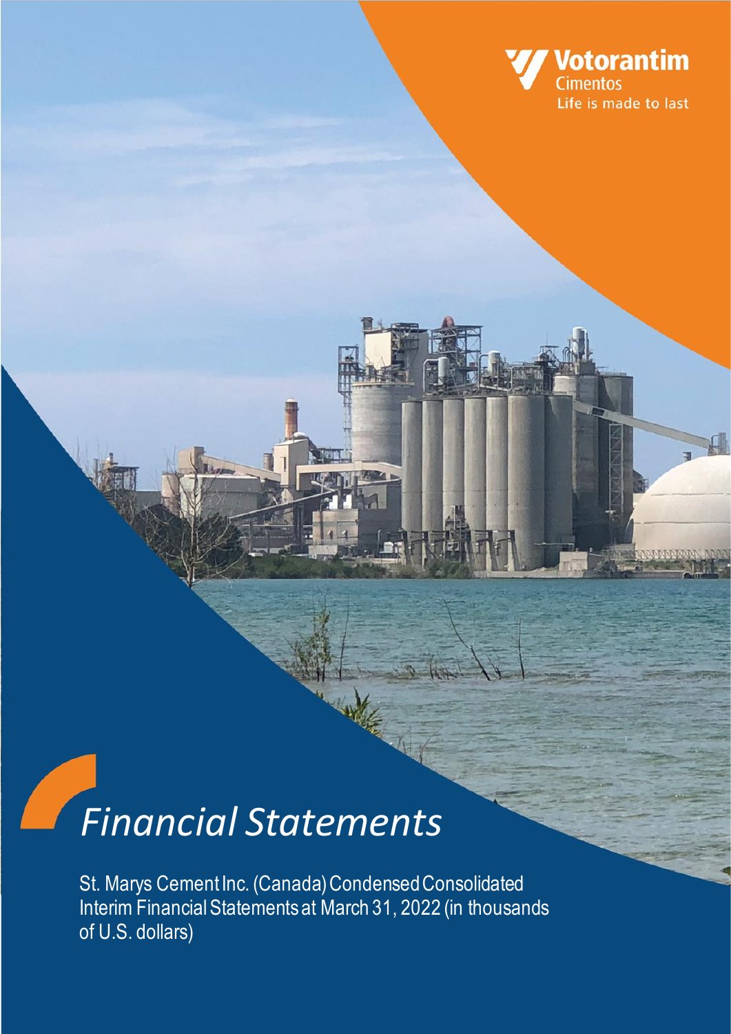Votorantim
Cimentos
Life is made to last

# Financial Statements

St. Marys Cement Inc. (Canada) Condensed Consolidated Interim Financial Statements at March 31, 2022 (in thousands of U.S. dollars)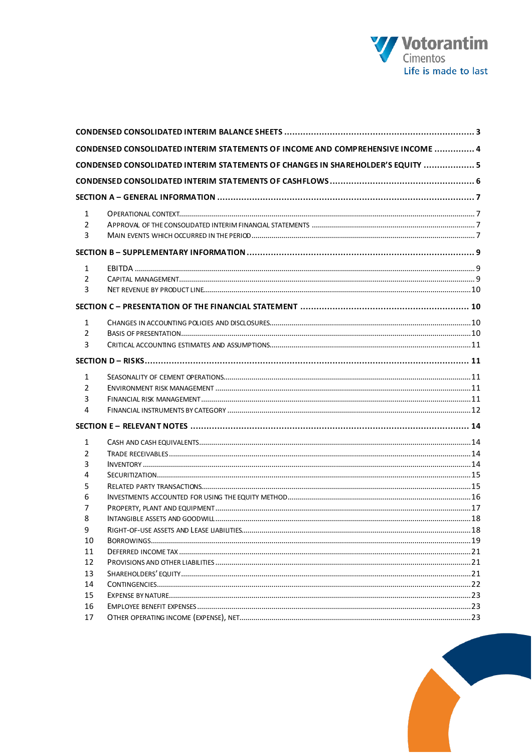| | | |
|---|---|---|
| **CONDENSED CONSOLIDATED INTERIM BALANCE SHEETS** | | **3** |
| **CONDENSED CONSOLIDATED INTERIM STATEMENTS OF INCOME AND COMPREHENSIVE INCOME** | | **4** |
| **CONDENSED CONSOLIDATED INTERIM STATEMENTS OF CHANGES IN SHAREHOLDER'S EQUITY** | | **5** |
| **CONDENSED CONSOLIDATED INTERIM STATEMENTS OF CASHFLOWS** | | **6** |
| **SECTION A – GENERAL INFORMATION** | | **7** |
| 1 | OPERATIONAL CONTEXT | 7 |
| 2 | APPROVAL OF THE CONSOLIDATED INTERIM FINANCIAL STATEMENTS | 7 |
| 3 | MAIN EVENTS WHICH OCCURRED IN THE PERIOD | 7 |
| **SECTION B – SUPPLEMENTARY INFORMATION** | | **9** |
| 1 | EBITDA | 9 |
| 2 | CAPITAL MANAGEMENT | 9 |
| 3 | NET REVENUE BY PRODUCT LINE | 10 |
| **SECTION C – PRESENTATION OF THE FINANCIAL STATEMENT** | | **10** |
| 1 | CHANGES IN ACCOUNTING POLICIES AND DISCLOSURES | 10 |
| 2 | BASIS OF PRESENTATION | 10 |
| 3 | CRITICAL ACCOUNTING ESTIMATES AND ASSUMPTIONS | 11 |
| **SECTION D – RISKS** | | **11** |
| 1 | SEASONALITY OF CEMENT OPERATIONS | 11 |
| 2 | ENVIRONMENT RISK MANAGEMENT | 11 |
| 3 | FINANCIAL RISK MANAGEMENT | 11 |
| 4 | FINANCIAL INSTRUMENTS BY CATEGORY | 12 |
| **SECTION E – RELEVANT NOTES** | | **14** |
| 1 | CASH AND CASH EQUIVALENTS | 14 |
| 2 | TRADE RECEIVABLES | 14 |
| 3 | INVENTORY | 14 |
| 4 | SECURITIZATION | 15 |
| 5 | RELATED PARTY TRANSACTIONS | 15 |
| 6 | INVESTMENTS ACCOUNTED FOR USING THE EQUITY METHOD | 16 |
| 7 | PROPERTY, PLANT AND EQUIPMENT | 17 |
| 8 | INTANGIBLE ASSETS AND GOODWILL | 18 |
| 9 | RIGHT-OF-USE ASSETS AND LEASE LIABILITIES | 18 |
| 10 | BORROWINGS | 19 |
| 11 | DEFERRED INCOME TAX | 21 |
| 12 | PROVISIONS AND OTHER LIABILITIES | 21 |
| 13 | SHAREHOLDERS' EQUITY | 21 |
| 14 | CONTINGENCIES | 22 |
| 15 | EXPENSE BY NATURE | 23 |
| 16 | EMPLOYEE BENEFIT EXPENSES | 23 |
| 17 | OTHER OPERATING INCOME (EXPENSE), NET | 23 |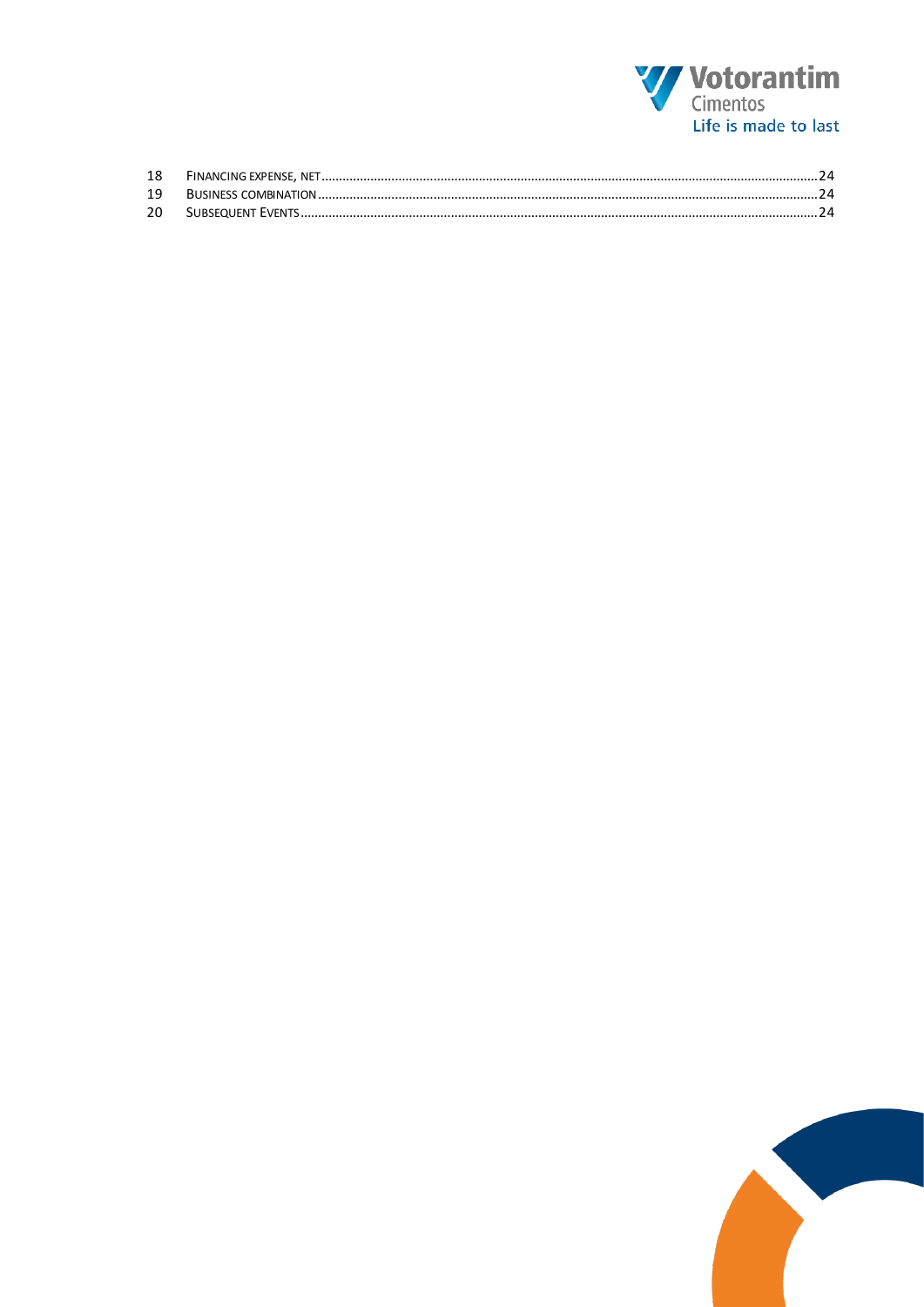| | | |
|---|---|---|
| 18 | FINANCING EXPENSE, NET | 24 |
| 19 | BUSINESS COMBINATION | 24 |
| 20 | SUBSEQUENT EVENTS | 24 |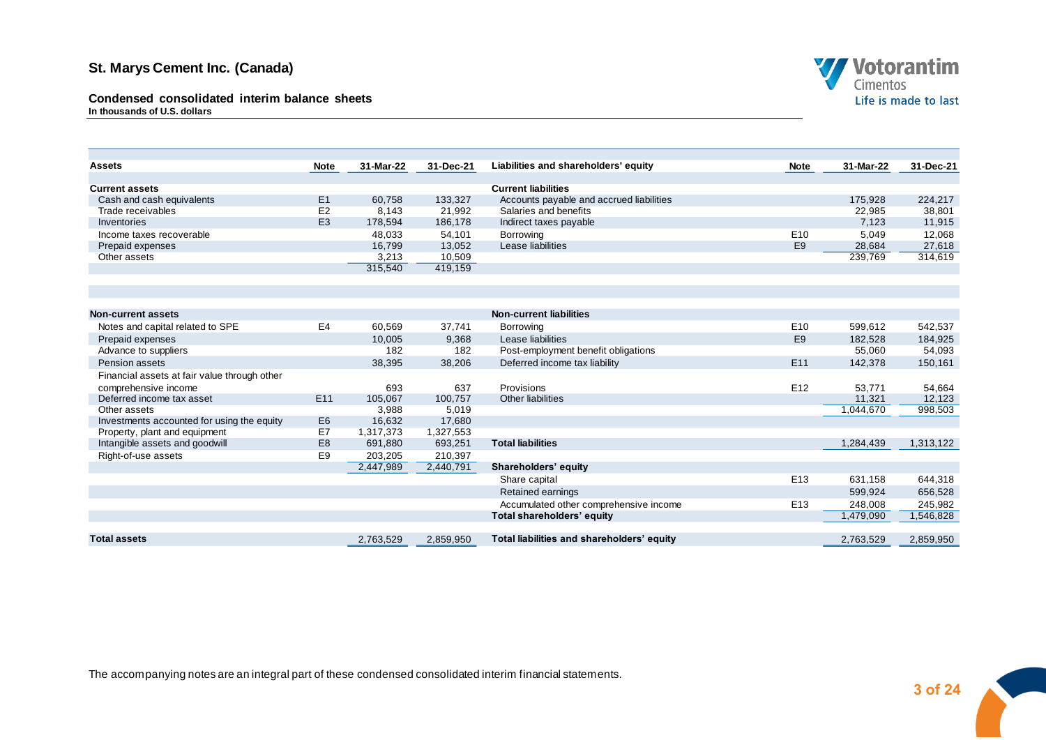# St. Marys Cement Inc. (Canada)

## Condensed consolidated interim balance sheets

**In thousands of U.S. dollars**

| Assets | Note | 31-Mar-22 | 31-Dec-21 | Liabilities and shareholders' equity | Note | 31-Mar-22 | 31-Dec-21 |
|---|---|---|---|---|---|---|---|
| **Current assets** | | | | **Current liabilities** | | | |
| Cash and cash equivalents | E1 | 60,758 | 133,327 | Accounts payable and accrued liabilities | | 175,928 | 224,217 |
| Trade receivables | E2 | 8,143 | 21,992 | Salaries and benefits | | 22,985 | 38,801 |
| Inventories | E3 | 178,594 | 186,178 | Indirect taxes payable | | 7,123 | 11,915 |
| Income taxes recoverable | | 48,033 | 54,101 | Borrowing | E10 | 5,049 | 12,068 |
| Prepaid expenses | | 16,799 | 13,052 | Lease liabilities | E9 | 28,684 | 27,618 |
| Other assets | | 3,213 | 10,509 | | | 239,769 | 314,619 |
| | | 315,540 | 419,159 | | | | |
| **Non-current assets** | | | | **Non-current liabilities** | | | |
| Notes and capital related to SPE | E4 | 60,569 | 37,741 | Borrowing | E10 | 599,612 | 542,537 |
| Prepaid expenses | | 10,005 | 9,368 | Lease liabilities | E9 | 182,528 | 184,925 |
| Advance to suppliers | | 182 | 182 | Post-employment benefit obligations | | 55,060 | 54,093 |
| Pension assets | | 38,395 | 38,206 | Deferred income tax liability | E11 | 142,378 | 150,161 |
| Financial assets at fair value through other comprehensive income | | 693 | 637 | Provisions | E12 | 53,771 | 54,664 |
| Deferred income tax asset | E11 | 105,067 | 100,757 | Other liabilities | | 11,321 | 12,123 |
| Other assets | | 3,988 | 5,019 | | | 1,044,670 | 998,503 |
| Investments accounted for using the equity | E6 | 16,632 | 17,680 | | | | |
| Property, plant and equipment | E7 | 1,317,373 | 1,327,553 | | | | |
| Intangible assets and goodwill | E8 | 691,880 | 693,251 | **Total liabilities** | | 1,284,439 | 1,313,122 |
| Right-of-use assets | E9 | 203,205 | 210,397 | | | | |
| | | 2,447,989 | 2,440,791 | **Shareholders' equity** | | | |
| | | | | Share capital | E13 | 631,158 | 644,318 |
| | | | | Retained earnings | | 599,924 | 656,528 |
| | | | | Accumulated other comprehensive income | E13 | 248,008 | 245,982 |
| | | | | **Total shareholders' equity** | | 1,479,090 | 1,546,828 |
| **Total assets** | | 2,763,529 | 2,859,950 | **Total liabilities and shareholders' equity** | | 2,763,529 | 2,859,950 |

The accompanying notes are an integral part of these condensed consolidated interim financial statements.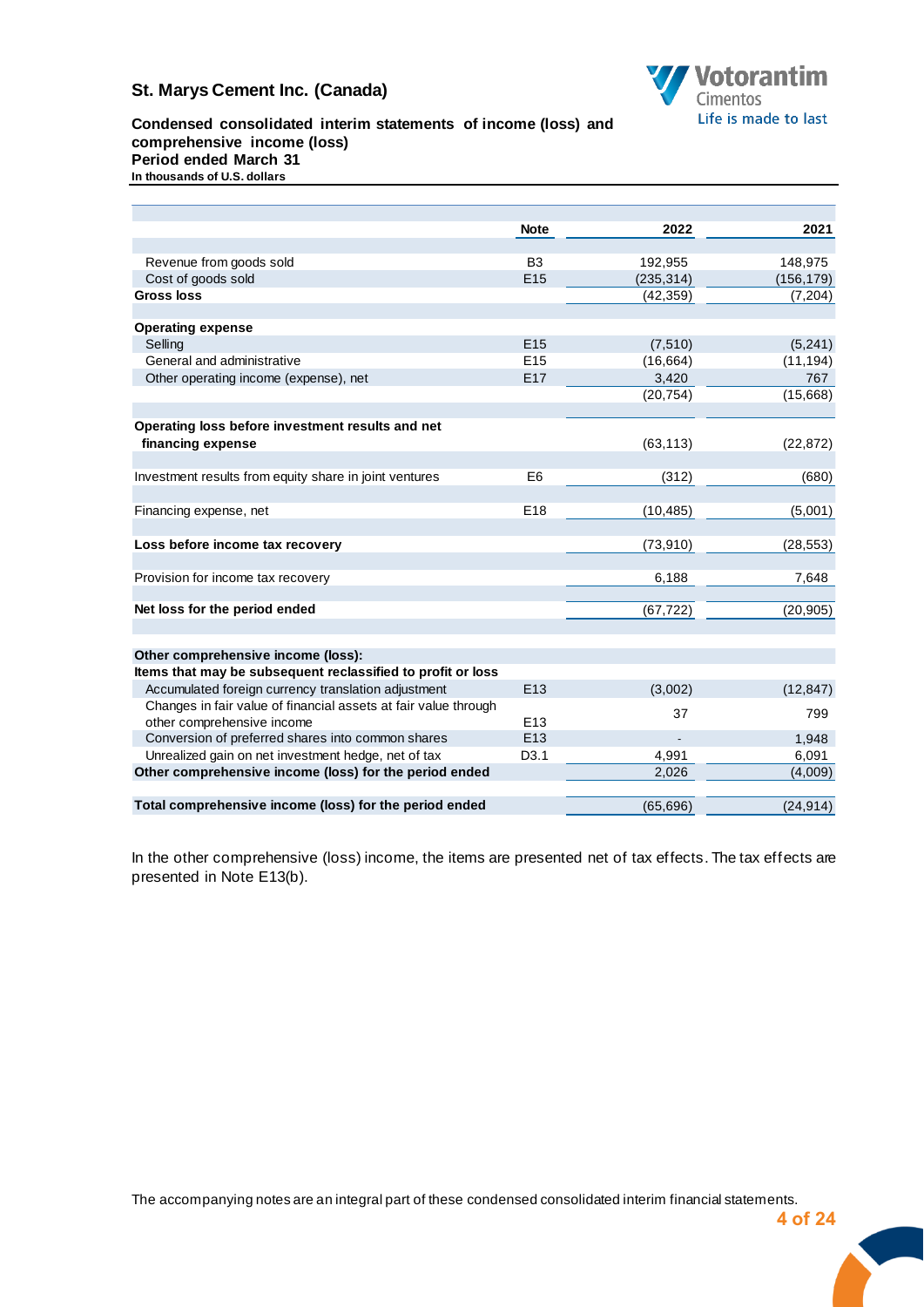# St. Marys Cement Inc. (Canada)

## Condensed consolidated interim statements of income (loss) and comprehensive income (loss)

**Period ended March 31**

**In thousands of U.S. dollars**

| | Note | 2022 | 2021 |
|---|---|---|---|
| Revenue from goods sold | B3 | 192,955 | 148,975 |
| Cost of goods sold | E15 | (235,314) | (156,179) |
| **Gross loss** | | (42,359) | (7,204) |
| **Operating expense** | | | |
| Selling | E15 | (7,510) | (5,241) |
| General and administrative | E15 | (16,664) | (11,194) |
| Other operating income (expense), net | E17 | 3,420 | 767 |
| | | (20,754) | (15,668) |
| **Operating loss before investment results and net financing expense** | | (63,113) | (22,872) |
| Investment results from equity share in joint ventures | E6 | (312) | (680) |
| Financing expense, net | E18 | (10,485) | (5,001) |
| **Loss before income tax recovery** | | (73,910) | (28,553) |
| Provision for income tax recovery | | 6,188 | 7,648 |
| **Net loss for the period ended** | | (67,722) | (20,905) |
| **Other comprehensive income (loss):** | | | |
| **Items that may be subsequent reclassified to profit or loss** | | | |
| Accumulated foreign currency translation adjustment | E13 | (3,002) | (12,847) |
| Changes in fair value of financial assets at fair value through other comprehensive income | E13 | 37 | 799 |
| Conversion of preferred shares into common shares | E13 | - | 1,948 |
| Unrealized gain on net investment hedge, net of tax | D3.1 | 4,991 | 6,091 |
| **Other comprehensive income (loss) for the period ended** | | 2,026 | (4,009) |
| **Total comprehensive income (loss) for the period ended** | | (65,696) | (24,914) |

In the other comprehensive (loss) income, the items are presented net of tax effects. The tax effects are presented in Note E13(b).

The accompanying notes are an integral part of these condensed consolidated interim financial statements.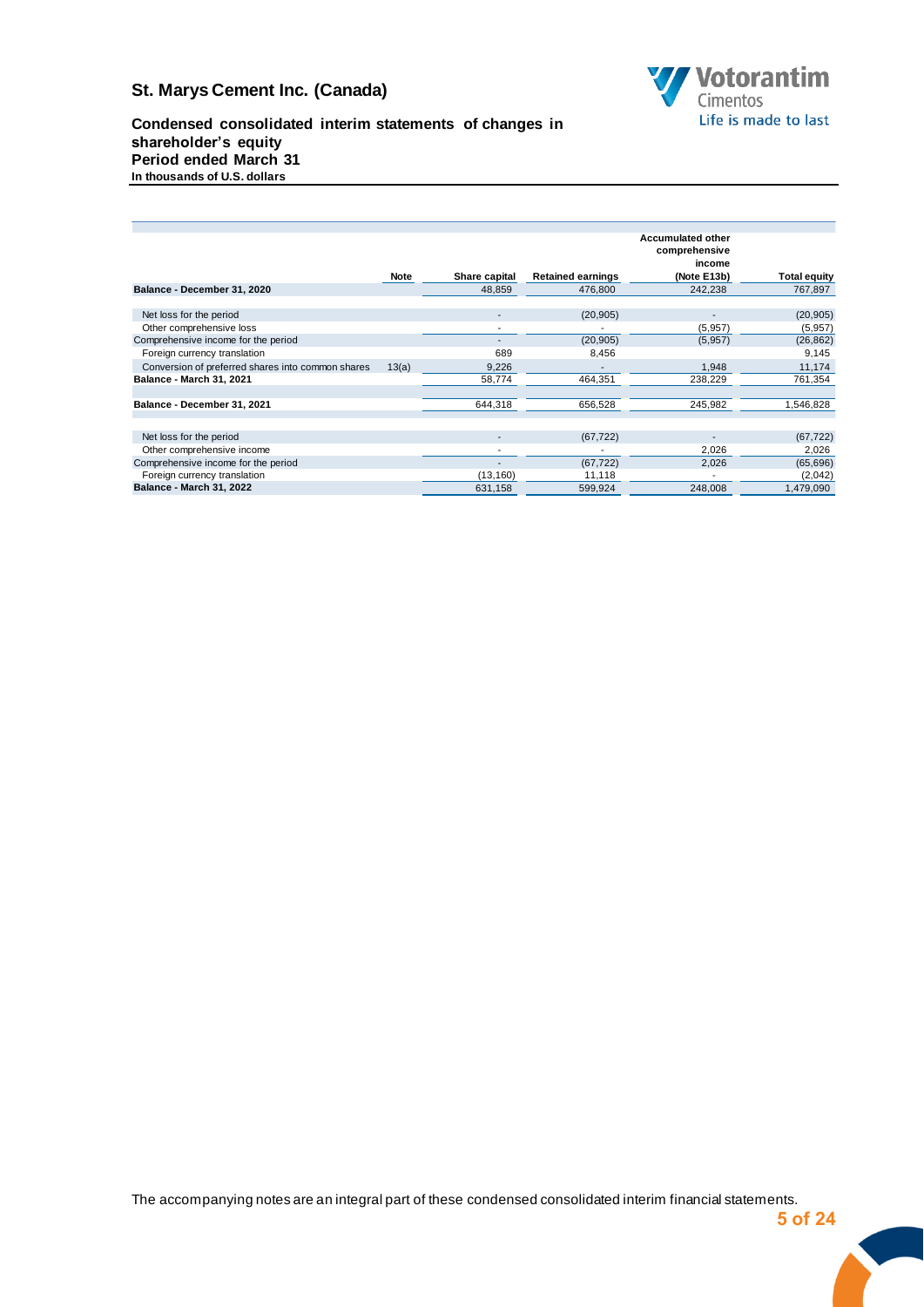# St. Marys Cement Inc. (Canada)

## Condensed consolidated interim statements of changes in shareholder's equity
## Period ended March 31
**In thousands of U.S. dollars**

| | Note | Share capital | Retained earnings | Accumulated other comprehensive income (Note E13b) | Total equity |
|---|---|---|---|---|---|
| **Balance - December 31, 2020** | | 48,859 | 476,800 | 242,238 | 767,897 |
| Net loss for the period | | - | (20,905) | - | (20,905) |
| Other comprehensive loss | | - | - | (5,957) | (5,957) |
| Comprehensive income for the period | | - | (20,905) | (5,957) | (26,862) |
| Foreign currency translation | | 689 | 8,456 | | 9,145 |
| Conversion of preferred shares into common shares | 13(a) | 9,226 | - | 1,948 | 11,174 |
| **Balance - March 31, 2021** | | 58,774 | 464,351 | 238,229 | 761,354 |
| **Balance - December 31, 2021** | | 644,318 | 656,528 | 245,982 | 1,546,828 |
| Net loss for the period | | - | (67,722) | - | (67,722) |
| Other comprehensive income | | - | - | 2,026 | 2,026 |
| Comprehensive income for the period | | - | (67,722) | 2,026 | (65,696) |
| Foreign currency translation | | (13,160) | 11,118 | - | (2,042) |
| **Balance - March 31, 2022** | | 631,158 | 599,924 | 248,008 | 1,479,090 |

The accompanying notes are an integral part of these condensed consolidated interim financial statements.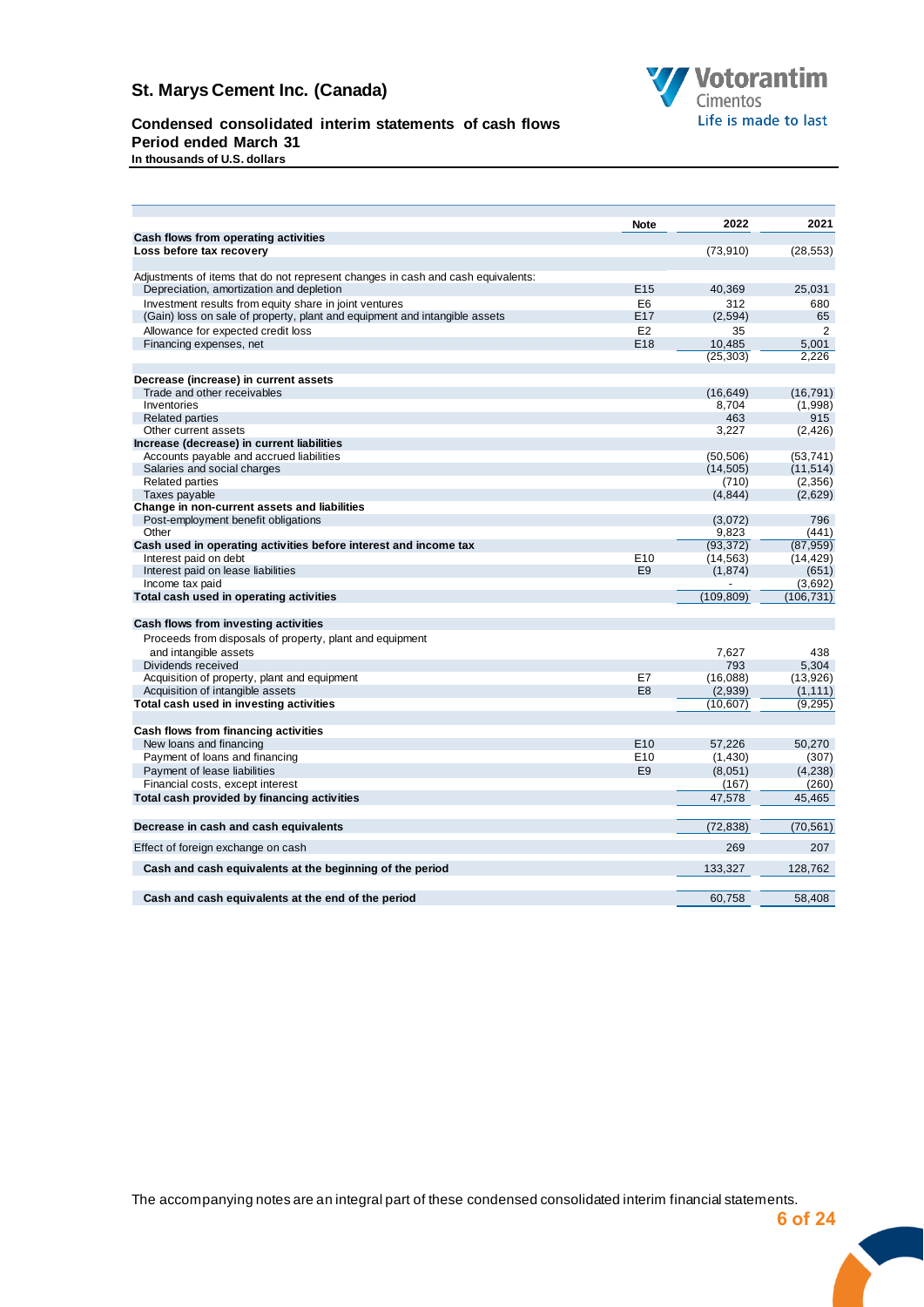# St. Marys Cement Inc. (Canada)

## Condensed consolidated interim statements of cash flows
## Period ended March 31
**In thousands of U.S. dollars**

| | Note | 2022 | 2021 |
|---|---|---|---|
| **Cash flows from operating activities** | | | |
| **Loss before tax recovery** | | (73,910) | (28,553) |
| | | | |
| Adjustments of items that do not represent changes in cash and cash equivalents: | | | |
| Depreciation, amortization and depletion | E15 | 40,369 | 25,031 |
| Investment results from equity share in joint ventures | E6 | 312 | 680 |
| (Gain) loss on sale of property, plant and equipment and intangible assets | E17 | (2,594) | 65 |
| Allowance for expected credit loss | E2 | 35 | 2 |
| Financing expenses, net | E18 | 10,485 | 5,001 |
| | | (25,303) | 2,226 |
| | | | |
| **Decrease (increase) in current assets** | | | |
| Trade and other receivables | | (16,649) | (16,791) |
| Inventories | | 8,704 | (1,998) |
| Related parties | | 463 | 915 |
| Other current assets | | 3,227 | (2,426) |
| **Increase (decrease) in current liabilities** | | | |
| Accounts payable and accrued liabilities | | (50,506) | (53,741) |
| Salaries and social charges | | (14,505) | (11,514) |
| Related parties | | (710) | (2,356) |
| Taxes payable | | (4,844) | (2,629) |
| **Change in non-current assets and liabilities** | | | |
| Post-employment benefit obligations | | (3,072) | 796 |
| Other | | 9,823 | (441) |
| **Cash used in operating activities before interest and income tax** | | (93,372) | (87,959) |
| Interest paid on debt | E10 | (14,563) | (14,429) |
| Interest paid on lease liabilities | E9 | (1,874) | (651) |
| Income tax paid | | - | (3,692) |
| **Total cash used in operating activities** | | (109,809) | (106,731) |
| | | | |
| **Cash flows from investing activities** | | | |
| Proceeds from disposals of property, plant and equipment and intangible assets | | 7,627 | 438 |
| Dividends received | | 793 | 5,304 |
| Acquisition of property, plant and equipment | E7 | (16,088) | (13,926) |
| Acquisition of intangible assets | E8 | (2,939) | (1,111) |
| **Total cash used in investing activities** | | (10,607) | (9,295) |
| | | | |
| **Cash flows from financing activities** | | | |
| New loans and financing | E10 | 57,226 | 50,270 |
| Payment of loans and financing | E10 | (1,430) | (307) |
| Payment of lease liabilities | E9 | (8,051) | (4,238) |
| Financial costs, except interest | | (167) | (260) |
| **Total cash provided by financing activities** | | 47,578 | 45,465 |
| | | | |
| **Decrease in cash and cash equivalents** | | (72,838) | (70,561) |
| Effect of foreign exchange on cash | | 269 | 207 |
| **Cash and cash equivalents at the beginning of the period** | | 133,327 | 128,762 |
| | | | |
| **Cash and cash equivalents at the end of the period** | | 60,758 | 58,408 |

The accompanying notes are an integral part of these condensed consolidated interim financial statements.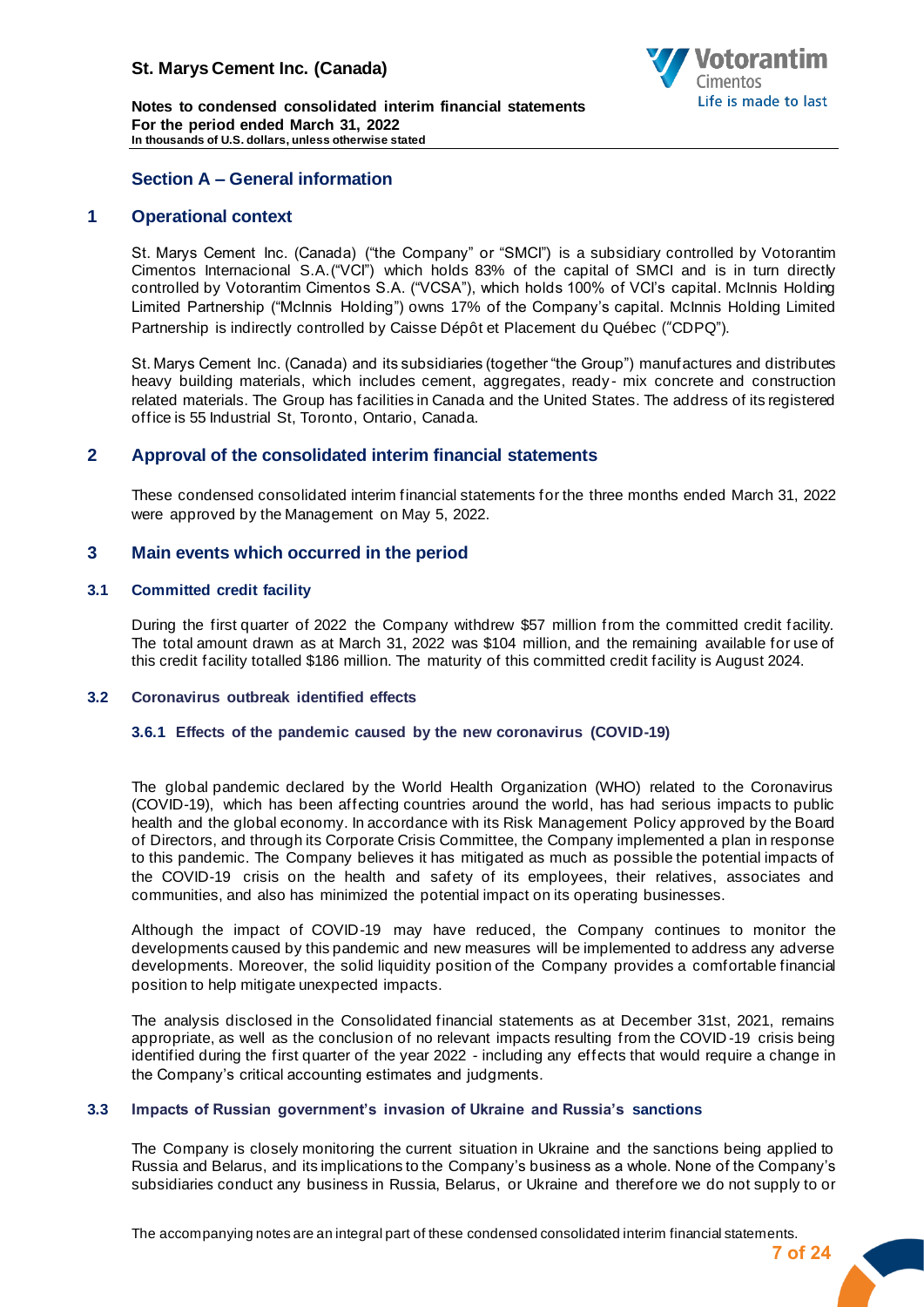## Section A – General information

## 1 Operational context

St. Marys Cement Inc. (Canada) ("the Company" or "SMCI") is a subsidiary controlled by Votorantim Cimentos Internacional S.A.("VCI") which holds 83% of the capital of SMCI and is in turn directly controlled by Votorantim Cimentos S.A. ("VCSA"), which holds 100% of VCI's capital. McInnis Holding Limited Partnership ("McInnis Holding") owns 17% of the Company's capital. McInnis Holding Limited Partnership is indirectly controlled by Caisse Dépôt et Placement du Québec ("CDPQ").

St. Marys Cement Inc. (Canada) and its subsidiaries (together "the Group") manufactures and distributes heavy building materials, which includes cement, aggregates, ready- mix concrete and construction related materials. The Group has facilities in Canada and the United States. The address of its registered office is 55 Industrial St, Toronto, Ontario, Canada.

## 2 Approval of the consolidated interim financial statements

These condensed consolidated interim financial statements for the three months ended March 31, 2022 were approved by the Management on May 5, 2022.

## 3 Main events which occurred in the period

### 3.1 Committed credit facility

During the first quarter of 2022 the Company withdrew $57 million from the committed credit facility. The total amount drawn as at March 31, 2022 was $104 million, and the remaining available for use of this credit facility totalled $186 million. The maturity of this committed credit facility is August 2024.

### 3.2 Coronavirus outbreak identified effects

#### 3.6.1 Effects of the pandemic caused by the new coronavirus (COVID-19)

The global pandemic declared by the World Health Organization (WHO) related to the Coronavirus (COVID-19), which has been affecting countries around the world, has had serious impacts to public health and the global economy. In accordance with its Risk Management Policy approved by the Board of Directors, and through its Corporate Crisis Committee, the Company implemented a plan in response to this pandemic. The Company believes it has mitigated as much as possible the potential impacts of the COVID-19 crisis on the health and safety of its employees, their relatives, associates and communities, and also has minimized the potential impact on its operating businesses.

Although the impact of COVID-19 may have reduced, the Company continues to monitor the developments caused by this pandemic and new measures will be implemented to address any adverse developments. Moreover, the solid liquidity position of the Company provides a comfortable financial position to help mitigate unexpected impacts.

The analysis disclosed in the Consolidated financial statements as at December 31st, 2021, remains appropriate, as well as the conclusion of no relevant impacts resulting from the COVID-19 crisis being identified during the first quarter of the year 2022 - including any effects that would require a change in the Company's critical accounting estimates and judgments.

### 3.3 Impacts of Russian government's invasion of Ukraine and Russia's sanctions

The Company is closely monitoring the current situation in Ukraine and the sanctions being applied to Russia and Belarus, and its implications to the Company's business as a whole. None of the Company's subsidiaries conduct any business in Russia, Belarus, or Ukraine and therefore we do not supply to or

The accompanying notes are an integral part of these condensed consolidated interim financial statements.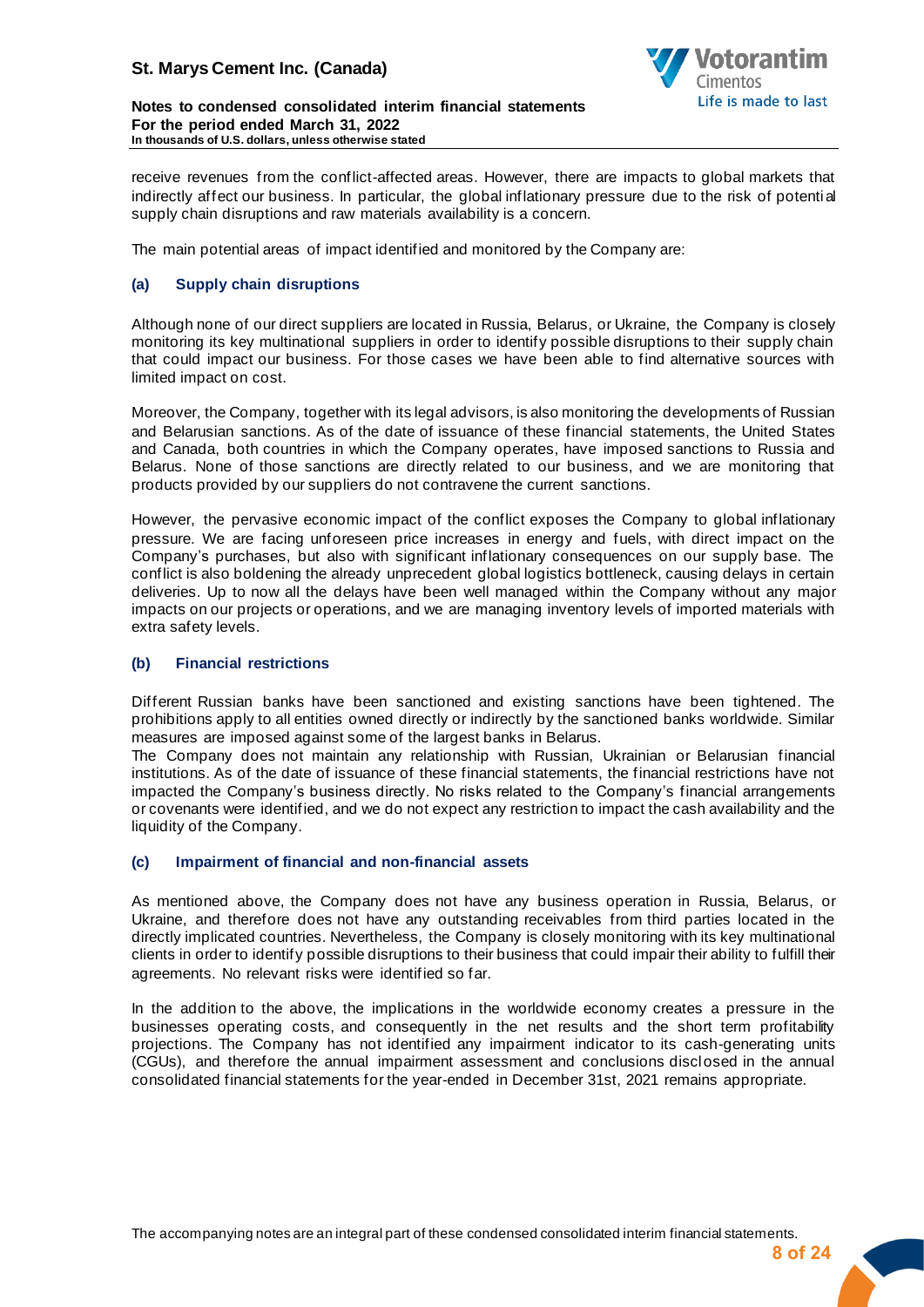receive revenues from the conflict-affected areas. However, there are impacts to global markets that indirectly affect our business. In particular, the global inflationary pressure due to the risk of potential supply chain disruptions and raw materials availability is a concern.

The main potential areas of impact identified and monitored by the Company are:

### (a) Supply chain disruptions

Although none of our direct suppliers are located in Russia, Belarus, or Ukraine, the Company is closely monitoring its key multinational suppliers in order to identify possible disruptions to their supply chain that could impact our business. For those cases we have been able to find alternative sources with limited impact on cost.

Moreover, the Company, together with its legal advisors, is also monitoring the developments of Russian and Belarusian sanctions. As of the date of issuance of these financial statements, the United States and Canada, both countries in which the Company operates, have imposed sanctions to Russia and Belarus. None of those sanctions are directly related to our business, and we are monitoring that products provided by our suppliers do not contravene the current sanctions.

However, the pervasive economic impact of the conflict exposes the Company to global inflationary pressure. We are facing unforeseen price increases in energy and fuels, with direct impact on the Company's purchases, but also with significant inflationary consequences on our supply base. The conflict is also boldening the already unprecedent global logistics bottleneck, causing delays in certain deliveries. Up to now all the delays have been well managed within the Company without any major impacts on our projects or operations, and we are managing inventory levels of imported materials with extra safety levels.

### (b) Financial restrictions

Different Russian banks have been sanctioned and existing sanctions have been tightened. The prohibitions apply to all entities owned directly or indirectly by the sanctioned banks worldwide. Similar measures are imposed against some of the largest banks in Belarus.
The Company does not maintain any relationship with Russian, Ukrainian or Belarusian financial institutions. As of the date of issuance of these financial statements, the financial restrictions have not impacted the Company's business directly. No risks related to the Company's financial arrangements or covenants were identified, and we do not expect any restriction to impact the cash availability and the liquidity of the Company.

### (c) Impairment of financial and non-financial assets

As mentioned above, the Company does not have any business operation in Russia, Belarus, or Ukraine, and therefore does not have any outstanding receivables from third parties located in the directly implicated countries. Nevertheless, the Company is closely monitoring with its key multinational clients in order to identify possible disruptions to their business that could impair their ability to fulfill their agreements. No relevant risks were identified so far.

In the addition to the above, the implications in the worldwide economy creates a pressure in the businesses operating costs, and consequently in the net results and the short term profitability projections. The Company has not identified any impairment indicator to its cash-generating units (CGUs), and therefore the annual impairment assessment and conclusions disclosed in the annual consolidated financial statements for the year-ended in December 31st, 2021 remains appropriate.

The accompanying notes are an integral part of these condensed consolidated interim financial statements.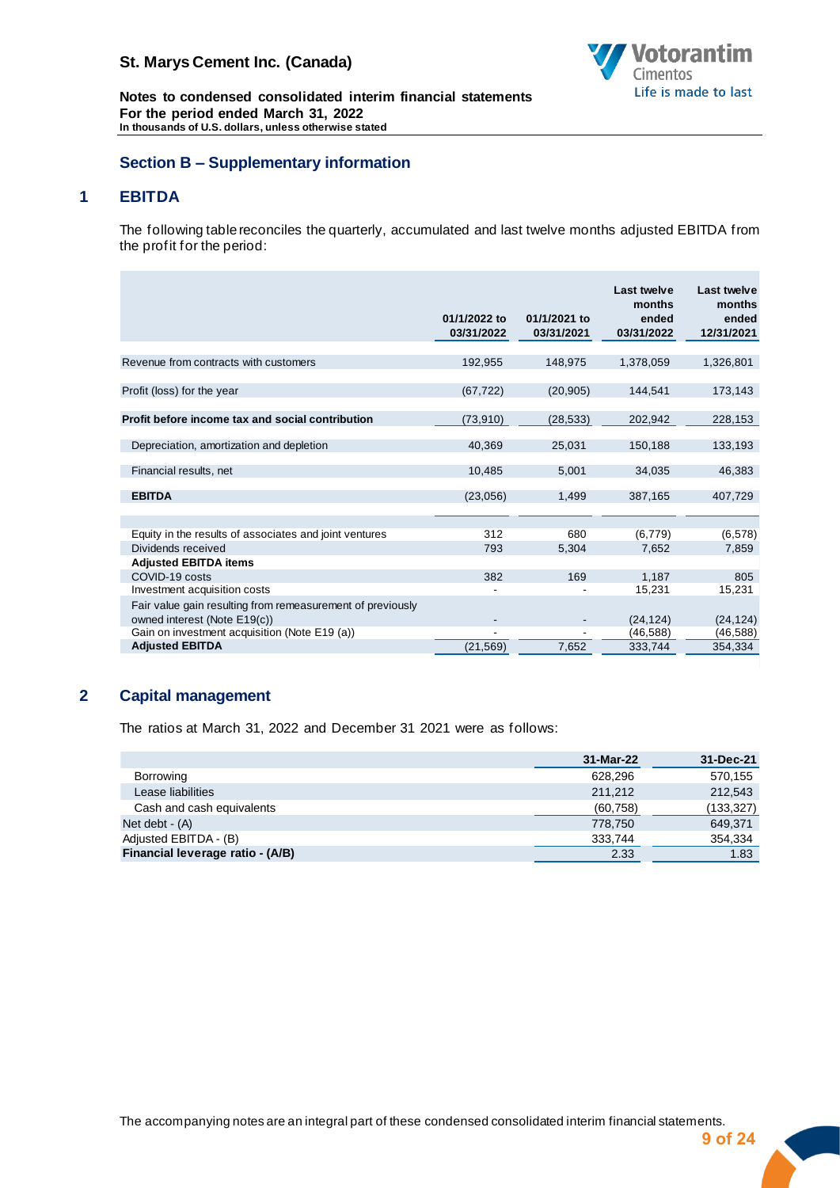## Section B – Supplementary information

## 1 EBITDA

The following table reconciles the quarterly, accumulated and last twelve months adjusted EBITDA from the profit for the period:

| | 01/1/2022 to 03/31/2022 | 01/1/2021 to 03/31/2021 | Last twelve months ended 03/31/2022 | Last twelve months ended 12/31/2021 |
|---|---|---|---|---|
| Revenue from contracts with customers | 192,955 | 148,975 | 1,378,059 | 1,326,801 |
| Profit (loss) for the year | (67,722) | (20,905) | 144,541 | 173,143 |
| **Profit before income tax and social contribution** | (73,910) | (28,533) | 202,942 | 228,153 |
| Depreciation, amortization and depletion | 40,369 | 25,031 | 150,188 | 133,193 |
| Financial results, net | 10,485 | 5,001 | 34,035 | 46,383 |
| **EBITDA** | (23,056) | 1,499 | 387,165 | 407,729 |
| Equity in the results of associates and joint ventures | 312 | 680 | (6,779) | (6,578) |
| Dividends received | 793 | 5,304 | 7,652 | 7,859 |
| **Adjusted EBITDA items** | | | | |
| COVID-19 costs | 382 | 169 | 1,187 | 805 |
| Investment acquisition costs | - | - | 15,231 | 15,231 |
| Fair value gain resulting from remeasurement of previously owned interest (Note E19(c)) | - | - | (24,124) | (24,124) |
| Gain on investment acquisition (Note E19 (a)) | - | - | (46,588) | (46,588) |
| **Adjusted EBITDA** | (21,569) | 7,652 | 333,744 | 354,334 |

## 2 Capital management

The ratios at March 31, 2022 and December 31 2021 were as follows:

| | 31-Mar-22 | 31-Dec-21 |
|---|---|---|
| Borrowing | 628,296 | 570,155 |
| Lease liabilities | 211,212 | 212,543 |
| Cash and cash equivalents | (60,758) | (133,327) |
| Net debt - (A) | 778,750 | 649,371 |
| Adjusted EBITDA - (B) | 333,744 | 354,334 |
| **Financial leverage ratio - (A/B)** | 2.33 | 1.83 |

The accompanying notes are an integral part of these condensed consolidated interim financial statements.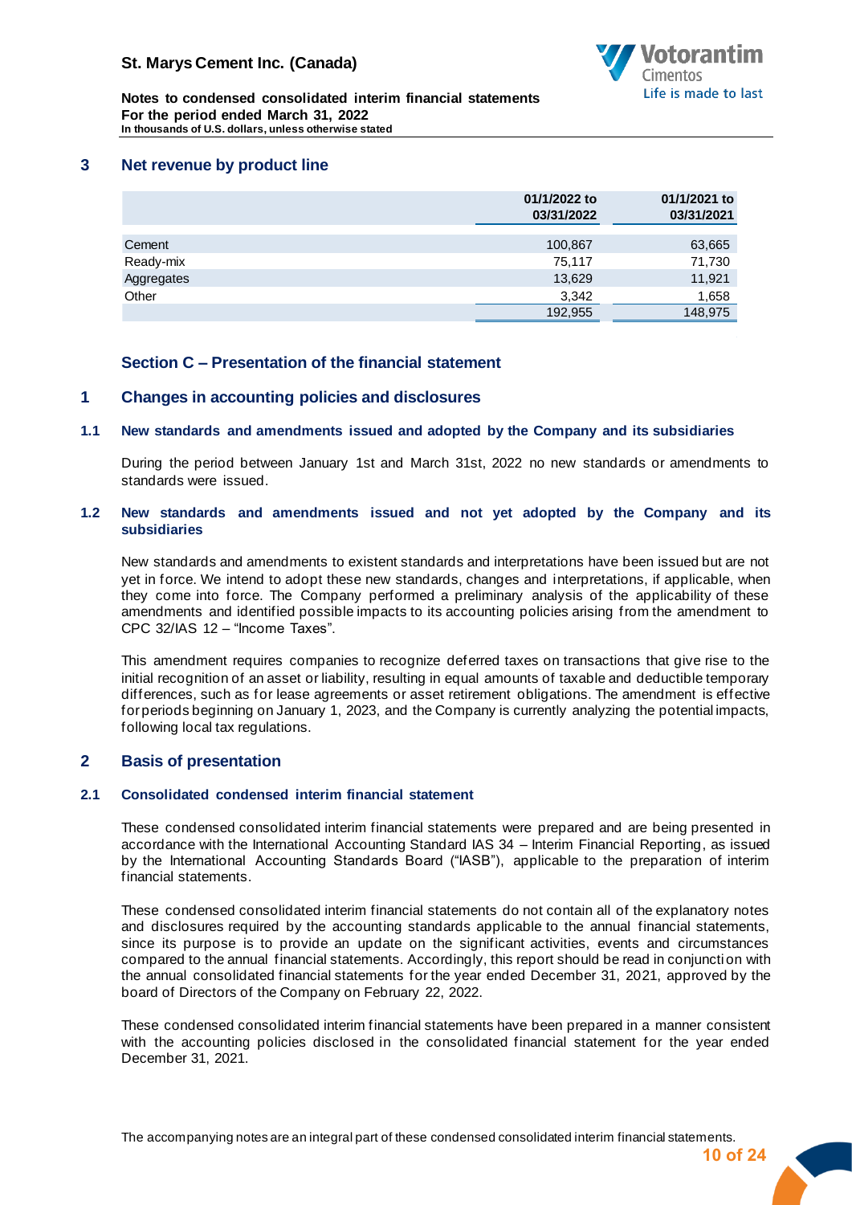## 3 Net revenue by product line

| | 01/1/2022 to 03/31/2022 | 01/1/2021 to 03/31/2021 |
|---|---|---|
| Cement | 100,867 | 63,665 |
| Ready-mix | 75,117 | 71,730 |
| Aggregates | 13,629 | 11,921 |
| Other | 3,342 | 1,658 |
| | 192,955 | 148,975 |

## Section C – Presentation of the financial statement

## 1 Changes in accounting policies and disclosures

### 1.1 New standards and amendments issued and adopted by the Company and its subsidiaries

During the period between January 1st and March 31st, 2022 no new standards or amendments to standards were issued.

### 1.2 New standards and amendments issued and not yet adopted by the Company and its subsidiaries

New standards and amendments to existent standards and interpretations have been issued but are not yet in force. We intend to adopt these new standards, changes and interpretations, if applicable, when they come into force. The Company performed a preliminary analysis of the applicability of these amendments and identified possible impacts to its accounting policies arising from the amendment to CPC 32/IAS 12 – "Income Taxes".

This amendment requires companies to recognize deferred taxes on transactions that give rise to the initial recognition of an asset or liability, resulting in equal amounts of taxable and deductible temporary differences, such as for lease agreements or asset retirement obligations. The amendment is effective for periods beginning on January 1, 2023, and the Company is currently analyzing the potential impacts, following local tax regulations.

## 2 Basis of presentation

### 2.1 Consolidated condensed interim financial statement

These condensed consolidated interim financial statements were prepared and are being presented in accordance with the International Accounting Standard IAS 34 – Interim Financial Reporting, as issued by the International Accounting Standards Board ("IASB"), applicable to the preparation of interim financial statements.

These condensed consolidated interim financial statements do not contain all of the explanatory notes and disclosures required by the accounting standards applicable to the annual financial statements, since its purpose is to provide an update on the significant activities, events and circumstances compared to the annual financial statements. Accordingly, this report should be read in conjunction with the annual consolidated financial statements for the year ended December 31, 2021, approved by the board of Directors of the Company on February 22, 2022.

These condensed consolidated interim financial statements have been prepared in a manner consistent with the accounting policies disclosed in the consolidated financial statement for the year ended December 31, 2021.

The accompanying notes are an integral part of these condensed consolidated interim financial statements.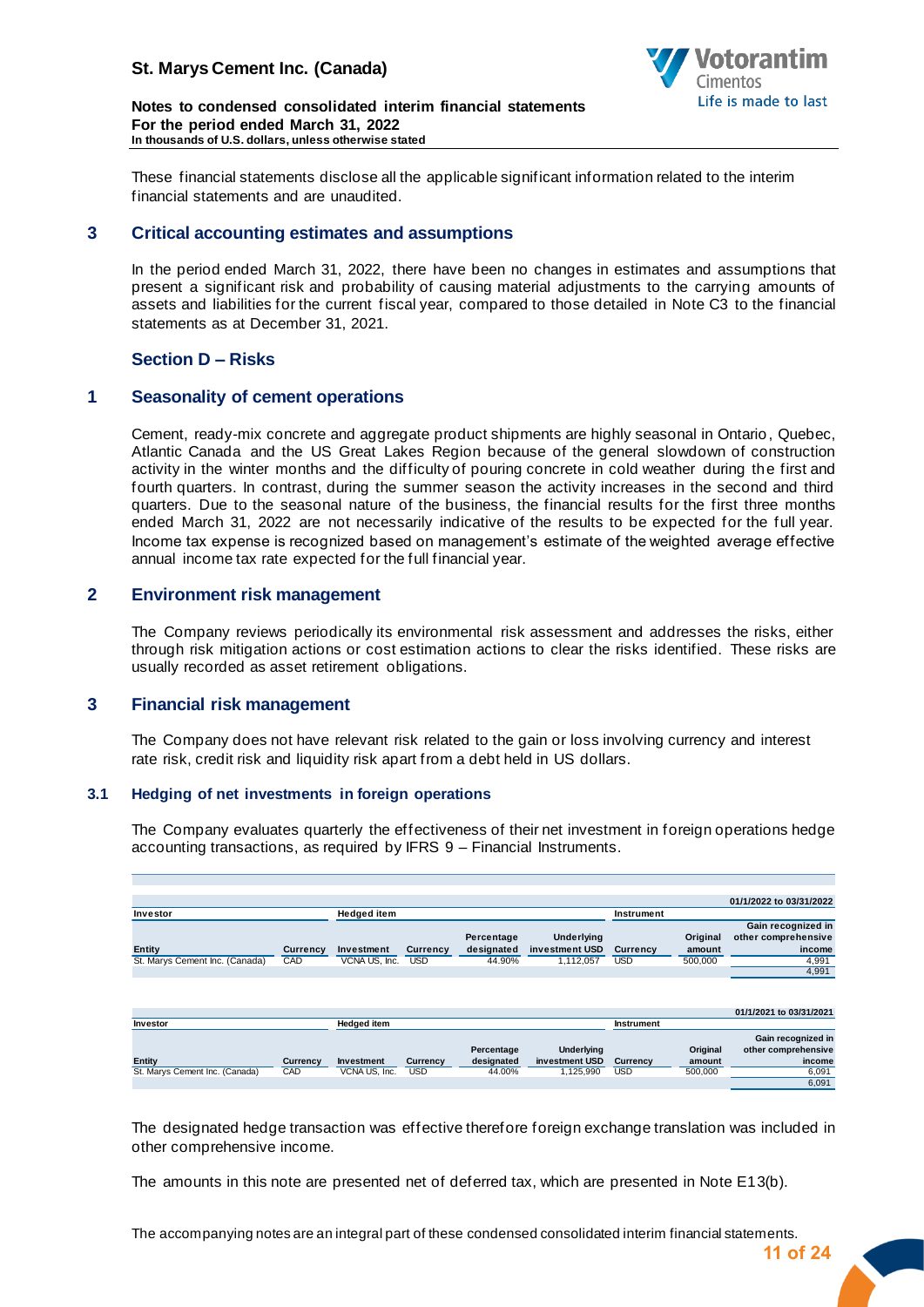These financial statements disclose all the applicable significant information related to the interim financial statements and are unaudited.

## 3 Critical accounting estimates and assumptions

In the period ended March 31, 2022, there have been no changes in estimates and assumptions that present a significant risk and probability of causing material adjustments to the carrying amounts of assets and liabilities for the current fiscal year, compared to those detailed in Note C3 to the financial statements as at December 31, 2021.

# Section D – Risks

## 1 Seasonality of cement operations

Cement, ready-mix concrete and aggregate product shipments are highly seasonal in Ontario, Quebec, Atlantic Canada and the US Great Lakes Region because of the general slowdown of construction activity in the winter months and the difficulty of pouring concrete in cold weather during the first and fourth quarters. In contrast, during the summer season the activity increases in the second and third quarters. Due to the seasonal nature of the business, the financial results for the first three months ended March 31, 2022 are not necessarily indicative of the results to be expected for the full year. Income tax expense is recognized based on management's estimate of the weighted average effective annual income tax rate expected for the full financial year.

## 2 Environment risk management

The Company reviews periodically its environmental risk assessment and addresses the risks, either through risk mitigation actions or cost estimation actions to clear the risks identified. These risks are usually recorded as asset retirement obligations.

## 3 Financial risk management

The Company does not have relevant risk related to the gain or loss involving currency and interest rate risk, credit risk and liquidity risk apart from a debt held in US dollars.

### 3.1 Hedging of net investments in foreign operations

The Company evaluates quarterly the effectiveness of their net investment in foreign operations hedge accounting transactions, as required by IFRS 9 – Financial Instruments.

| Investor | | Hedged item | | | | Instrument | | 01/1/2022 to 03/31/2022 |
|---|---|---|---|---|---|---|---|---|
| Entity | Currency | Investment | Currency | Percentage designated | Underlying investment USD | Currency | Original amount | Gain recognized in other comprehensive income |
| St. Marys Cement Inc. (Canada) | CAD | VCNA US, Inc. | USD | 44.90% | 1,112,057 | USD | 500,000 | 4,991 |
| | | | | | | | | 4,991 |

| Investor | | Hedged item | | | | Instrument | | 01/1/2021 to 03/31/2021 |
|---|---|---|---|---|---|---|---|---|
| Entity | Currency | Investment | Currency | Percentage designated | Underlying investment USD | Currency | Original amount | Gain recognized in other comprehensive income |
| St. Marys Cement Inc. (Canada) | CAD | VCNA US, Inc. | USD | 44.00% | 1,125,990 | USD | 500,000 | 6,091 |
| | | | | | | | | 6,091 |

The designated hedge transaction was effective therefore foreign exchange translation was included in other comprehensive income.

The amounts in this note are presented net of deferred tax, which are presented in Note E13(b).

The accompanying notes are an integral part of these condensed consolidated interim financial statements.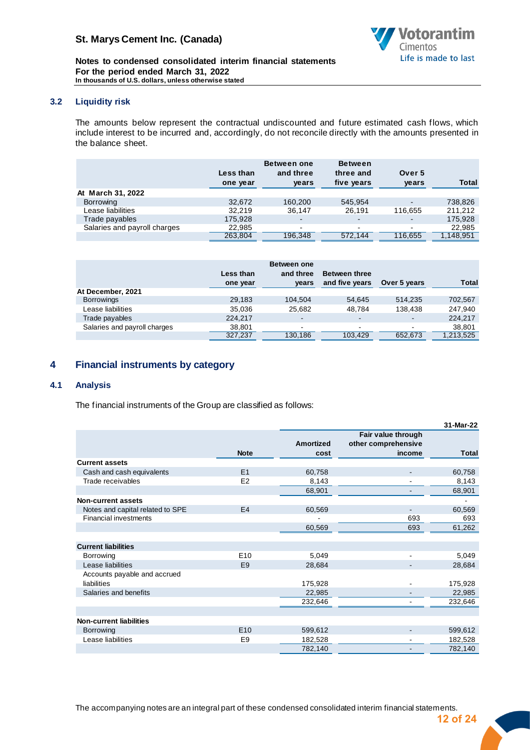### 3.2 Liquidity risk

The amounts below represent the contractual undiscounted and future estimated cash flows, which include interest to be incurred and, accordingly, do not reconcile directly with the amounts presented in the balance sheet.

| | Less than one year | Between one and three years | Between three and five years | Over 5 years | Total |
|---|---|---|---|---|---|
| **At March 31, 2022** | | | | | |
| Borrowing | 32,672 | 160,200 | 545,954 | - | 738,826 |
| Lease liabilities | 32,219 | 36,147 | 26,191 | 116,655 | 211,212 |
| Trade payables | 175,928 | - | - | - | 175,928 |
| Salaries and payroll charges | 22,985 | - | - | - | 22,985 |
| | 263,804 | 196,348 | 572,144 | 116,655 | 1,148,951 |

| | Less than one year | Between one and three years | Between three and five years | Over 5 years | Total |
|---|---|---|---|---|---|
| **At December, 2021** | | | | | |
| Borrowings | 29,183 | 104,504 | 54,645 | 514,235 | 702,567 |
| Lease liabilities | 35,036 | 25,682 | 48,784 | 138,438 | 247,940 |
| Trade payables | 224,217 | - | - | - | 224,217 |
| Salaries and payroll charges | 38,801 | - | - | - | 38,801 |
| | 327,237 | 130,186 | 103,429 | 652,673 | 1,213,525 |

## 4 Financial instruments by category

### 4.1 Analysis

The financial instruments of the Group are classified as follows:

| | | | | 31-Mar-22 |
|---|---|---|---|---|
| | Note | Amortized cost | Fair value through other comprehensive income | Total |
| **Current assets** | | | | |
| Cash and cash equivalents | E1 | 60,758 | - | 60,758 |
| Trade receivables | E2 | 8,143 | - | 8,143 |
| | | 68,901 | - | 68,901 |
| **Non-current assets** | | | | - |
| Notes and capital related to SPE | E4 | 60,569 | - | 60,569 |
| Financial investments | | - | 693 | 693 |
| | | 60,569 | 693 | 61,262 |
| **Current liabilities** | | | | |
| Borrowing | E10 | 5,049 | - | 5,049 |
| Lease liabilities | E9 | 28,684 | - | 28,684 |
| Accounts payable and accrued liabilities | | 175,928 | - | 175,928 |
| Salaries and benefits | | 22,985 | - | 22,985 |
| | | 232,646 | - | 232,646 |
| **Non-current liabilities** | | | | |
| Borrowing | E10 | 599,612 | - | 599,612 |
| Lease liabilities | E9 | 182,528 | - | 182,528 |
| | | 782,140 | - | 782,140 |

The accompanying notes are an integral part of these condensed consolidated interim financial statements.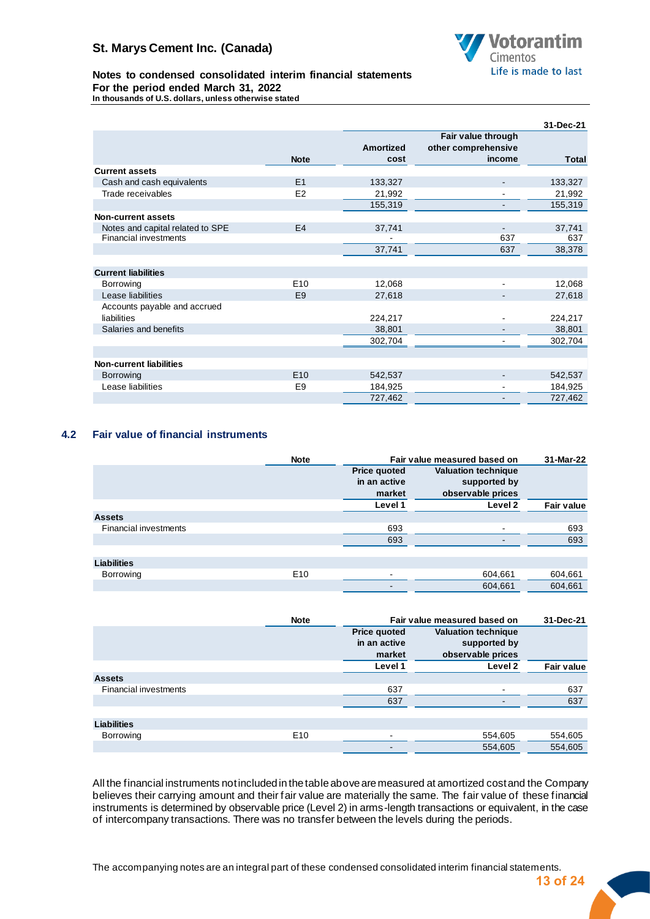| | Note | Amortized cost | Fair value through other comprehensive income | 31-Dec-21 Total |
|---|---|---|---|---|
| **Current assets** | | | | |
| Cash and cash equivalents | E1 | 133,327 | - | 133,327 |
| Trade receivables | E2 | 21,992 | - | 21,992 |
| | | 155,319 | - | 155,319 |
| **Non-current assets** | | | | |
| Notes and capital related to SPE | E4 | 37,741 | - | 37,741 |
| Financial investments | | - | 637 | 637 |
| | | 37,741 | 637 | 38,378 |
| **Current liabilities** | | | | |
| Borrowing | E10 | 12,068 | - | 12,068 |
| Lease liabilities | E9 | 27,618 | - | 27,618 |
| Accounts payable and accrued liabilities | | 224,217 | - | 224,217 |
| Salaries and benefits | | 38,801 | - | 38,801 |
| | | 302,704 | - | 302,704 |
| **Non-current liabilities** | | | | |
| Borrowing | E10 | 542,537 | - | 542,537 |
| Lease liabilities | E9 | 184,925 | - | 184,925 |
| | | 727,462 | - | 727,462 |

## 4.2 Fair value of financial instruments

| | Note | Fair value measured based on | | 31-Mar-22 |
|---|---|---|---|---|
| | | Price quoted in an active market | Valuation technique supported by observable prices | |
| | | Level 1 | Level 2 | Fair value |
| **Assets** | | | | |
| Financial investments | | 693 | - | 693 |
| | | 693 | - | 693 |
| **Liabilities** | | | | |
| Borrowing | E10 | - | 604,661 | 604,661 |
| | | - | 604,661 | 604,661 |

| | Note | Fair value measured based on | | 31-Dec-21 |
|---|---|---|---|---|
| | | Price quoted in an active market | Valuation technique supported by observable prices | |
| | | Level 1 | Level 2 | Fair value |
| **Assets** | | | | |
| Financial investments | | 637 | - | 637 |
| | | 637 | - | 637 |
| **Liabilities** | | | | |
| Borrowing | E10 | - | 554,605 | 554,605 |
| | | - | 554,605 | 554,605 |

All the financial instruments not included in the table above are measured at amortized cost and the Company believes their carrying amount and their fair value are materially the same. The fair value of these financial instruments is determined by observable price (Level 2) in arms-length transactions or equivalent, in the case of intercompany transactions. There was no transfer between the levels during the periods.

The accompanying notes are an integral part of these condensed consolidated interim financial statements.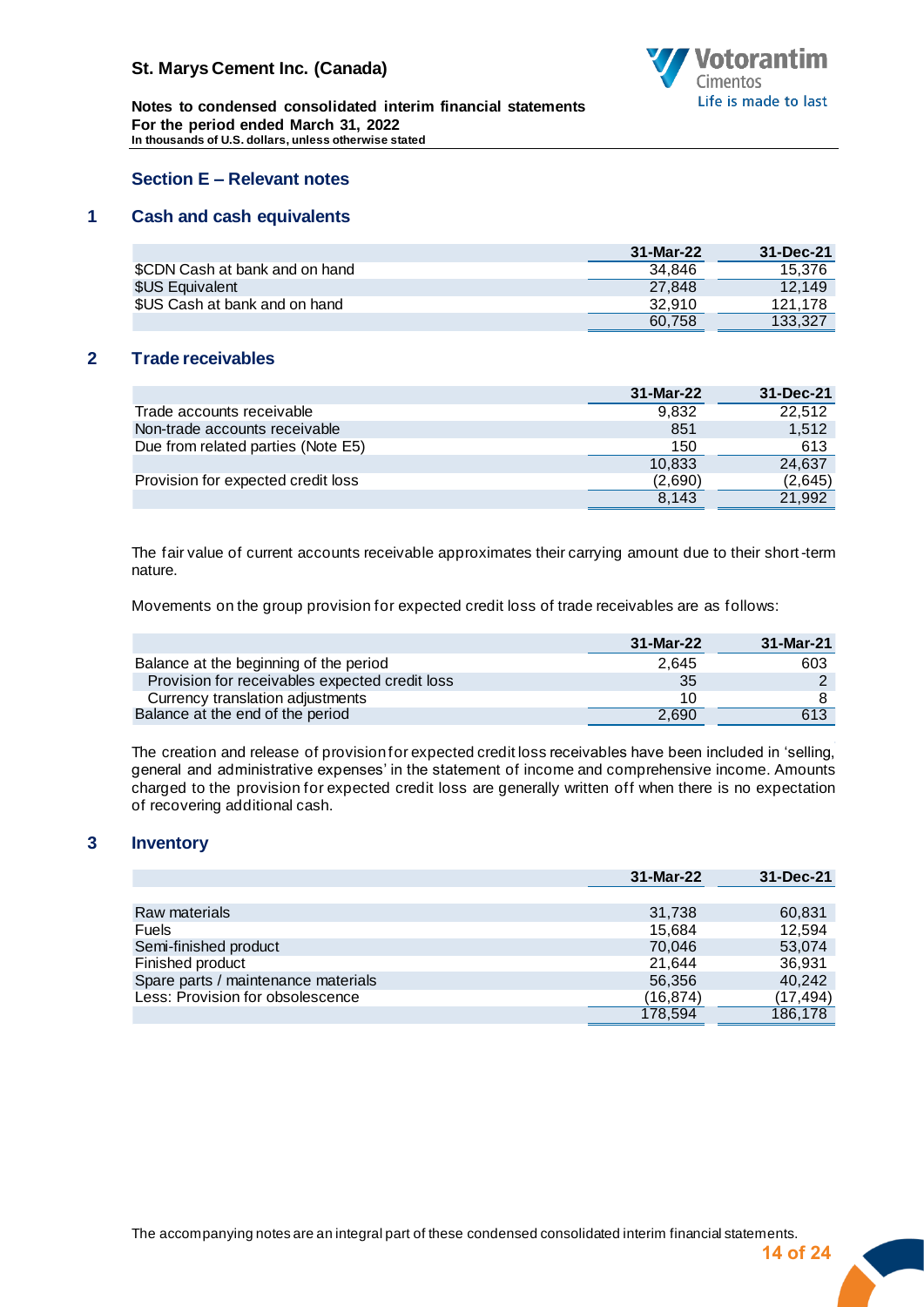# Section E – Relevant notes

## 1 Cash and cash equivalents

| | 31-Mar-22 | 31-Dec-21 |
|---|---|---|
| $CDN Cash at bank and on hand | 34,846 | 15,376 |
| $US Equivalent | 27,848 | 12,149 |
| $US Cash at bank and on hand | 32,910 | 121,178 |
| | 60,758 | 133,327 |

## 2 Trade receivables

| | 31-Mar-22 | 31-Dec-21 |
|---|---|---|
| Trade accounts receivable | 9,832 | 22,512 |
| Non-trade accounts receivable | 851 | 1,512 |
| Due from related parties (Note E5) | 150 | 613 |
| | 10,833 | 24,637 |
| Provision for expected credit loss | (2,690) | (2,645) |
| | 8,143 | 21,992 |

The fair value of current accounts receivable approximates their carrying amount due to their short-term nature.

Movements on the group provision for expected credit loss of trade receivables are as follows:

| | 31-Mar-22 | 31-Mar-21 |
|---|---|---|
| Balance at the beginning of the period | 2,645 | 603 |
| Provision for receivables expected credit loss | 35 | 2 |
| Currency translation adjustments | 10 | 8 |
| Balance at the end of the period | 2,690 | 613 |

The creation and release of provision for expected credit loss receivables have been included in 'selling, general and administrative expenses' in the statement of income and comprehensive income. Amounts charged to the provision for expected credit loss are generally written off when there is no expectation of recovering additional cash.

## 3 Inventory

| | 31-Mar-22 | 31-Dec-21 |
|---|---|---|
| Raw materials | 31,738 | 60,831 |
| Fuels | 15,684 | 12,594 |
| Semi-finished product | 70,046 | 53,074 |
| Finished product | 21,644 | 36,931 |
| Spare parts / maintenance materials | 56,356 | 40,242 |
| Less: Provision for obsolescence | (16,874) | (17,494) |
| | 178,594 | 186,178 |

The accompanying notes are an integral part of these condensed consolidated interim financial statements.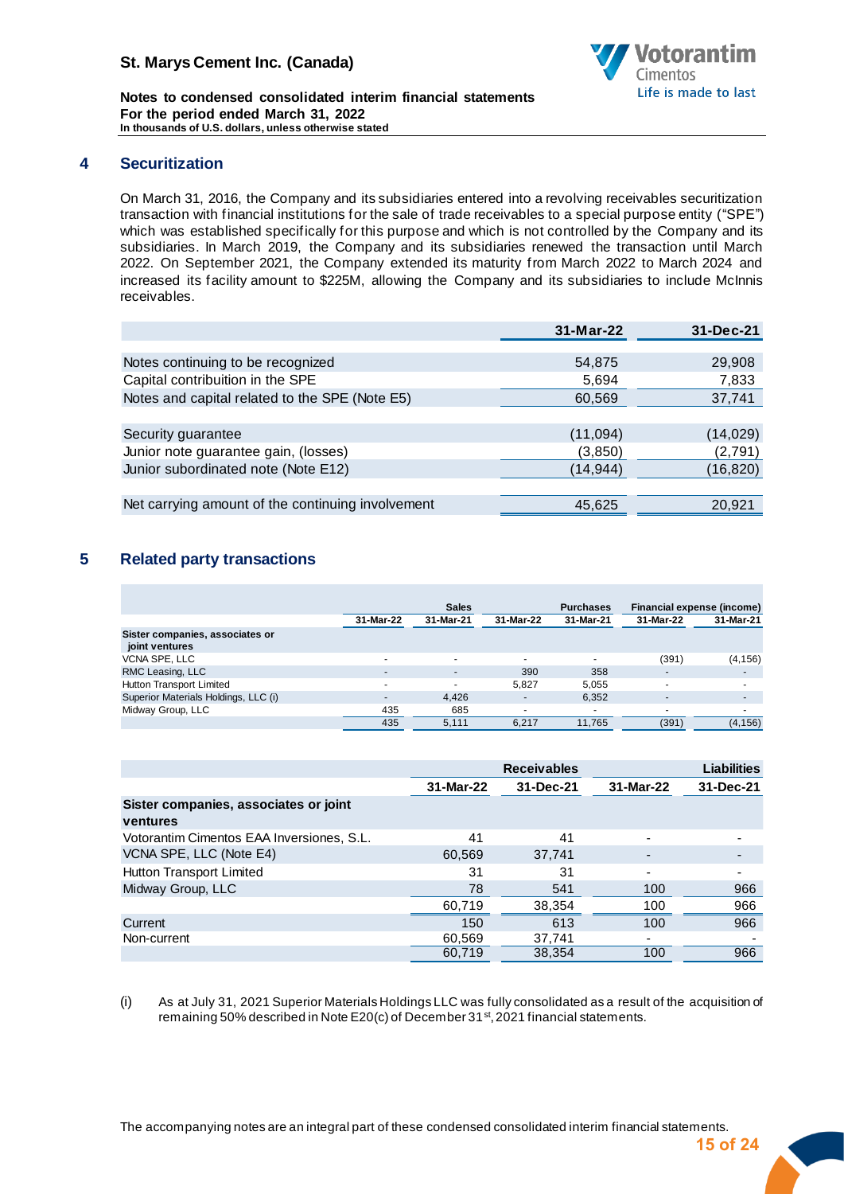## 4 Securitization

On March 31, 2016, the Company and its subsidiaries entered into a revolving receivables securitization transaction with financial institutions for the sale of trade receivables to a special purpose entity ("SPE") which was established specifically for this purpose and which is not controlled by the Company and its subsidiaries. In March 2019, the Company and its subsidiaries renewed the transaction until March 2022. On September 2021, the Company extended its maturity from March 2022 to March 2024 and increased its facility amount to \$225M, allowing the Company and its subsidiaries to include McInnis receivables.

| | 31-Mar-22 | 31-Dec-21 |
|---|---|---|
| Notes continuing to be recognized | 54,875 | 29,908 |
| Capital contribuition in the SPE | 5,694 | 7,833 |
| Notes and capital related to the SPE (Note E5) | 60,569 | 37,741 |
| | | |
| Security guarantee | (11,094) | (14,029) |
| Junior note guarantee gain, (losses) | (3,850) | (2,791) |
| Junior subordinated note (Note E12) | (14,944) | (16,820) |
| | | |
| Net carrying amount of the continuing involvement | 45,625 | 20,921 |

## 5 Related party transactions

| | Sales | | Purchases | | Financial expense (income) | |
|---|---|---|---|---|---|---|
| | 31-Mar-22 | 31-Mar-21 | 31-Mar-22 | 31-Mar-21 | 31-Mar-22 | 31-Mar-21 |
| **Sister companies, associates or joint ventures** | | | | | | |
| VCNA SPE, LLC | - | - | - | - | (391) | (4,156) |
| RMC Leasing, LLC | - | - | 390 | 358 | - | - |
| Hutton Transport Limited | - | - | 5,827 | 5,055 | - | - |
| Superior Materials Holdings, LLC (i) | - | 4,426 | - | 6,352 | - | - |
| Midway Group, LLC | 435 | 685 | - | - | - | - |
| | 435 | 5,111 | 6,217 | 11,765 | (391) | (4,156) |

| | Receivables | | Liabilities | |
|---|---|---|---|---|
| | 31-Mar-22 | 31-Dec-21 | 31-Mar-22 | 31-Dec-21 |
| **Sister companies, associates or joint ventures** | | | | |
| Votorantim Cimentos EAA Inversiones, S.L. | 41 | 41 | - | - |
| VCNA SPE, LLC (Note E4) | 60,569 | 37,741 | - | - |
| Hutton Transport Limited | 31 | 31 | - | - |
| Midway Group, LLC | 78 | 541 | 100 | 966 |
| | 60,719 | 38,354 | 100 | 966 |
| Current | 150 | 613 | 100 | 966 |
| Non-current | 60,569 | 37,741 | - | - |
| | 60,719 | 38,354 | 100 | 966 |

(i) As at July 31, 2021 Superior Materials Holdings LLC was fully consolidated as a result of the acquisition of remaining 50% described in Note E20(c) of December 31st, 2021 financial statements.

The accompanying notes are an integral part of these condensed consolidated interim financial statements.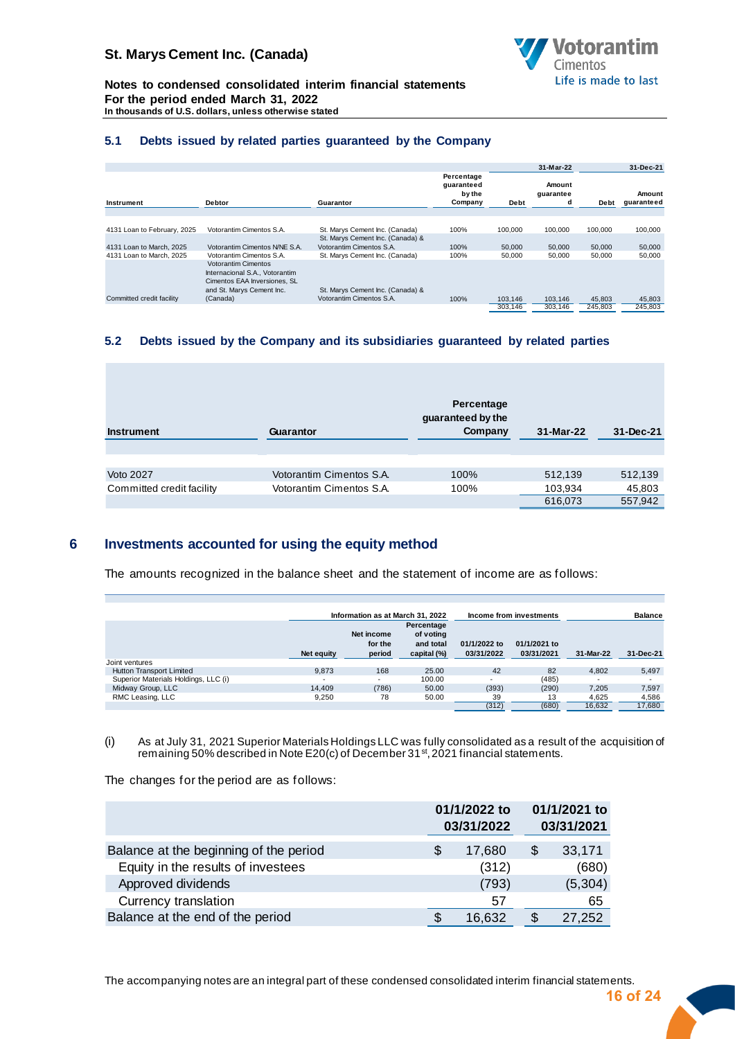### 5.1 Debts issued by related parties guaranteed by the Company

| Instrument | Debtor | Guarantor | Percentage guaranteed by the Company | 31-Mar-22 Debt | 31-Mar-22 Amount guaranteed | 31-Dec-21 Debt | 31-Dec-21 Amount guaranteed |
|---|---|---|---|---|---|---|---|
| 4131 Loan to February, 2025 | Votorantim Cimentos S.A. | St. Marys Cement Inc. (Canada) | 100% | 100,000 | 100,000 | 100,000 | 100,000 |
| 4131 Loan to March, 2025 | Votorantim Cimentos N/NE S.A. | St. Marys Cement Inc. (Canada) & Votorantim Cimentos S.A. | 100% | 50,000 | 50,000 | 50,000 | 50,000 |
| 4131 Loan to March, 2025 | Votorantim Cimentos S.A. | St. Marys Cement Inc. (Canada) | 100% | 50,000 | 50,000 | 50,000 | 50,000 |
| Committed credit facility | Votorantim Cimentos Internacional S.A., Votorantim Cimentos EAA Inversiones, SL and St. Marys Cement Inc. (Canada) | St. Marys Cement Inc. (Canada) & Votorantim Cimentos S.A. | 100% | 103,146 | 103,146 | 45,803 | 45,803 |
| | | | | 303,146 | 303,146 | 245,803 | 245,803 |

### 5.2 Debts issued by the Company and its subsidiaries guaranteed by related parties

| Instrument | Guarantor | Percentage guaranteed by the Company | 31-Mar-22 | 31-Dec-21 |
|---|---|---|---|---|
| Voto 2027 | Votorantim Cimentos S.A. | 100% | 512,139 | 512,139 |
| Committed credit facility | Votorantim Cimentos S.A. | 100% | 103,934 | 45,803 |
| | | | 616,073 | 557,942 |

## 6 Investments accounted for using the equity method

The amounts recognized in the balance sheet and the statement of income are as follows:

| | Information as at March 31, 2022 | | | Income from investments | | Balance | |
|---|---|---|---|---|---|---|---|
| | Net equity | Net income for the period | Percentage of voting and total capital (%) | 01/1/2022 to 03/31/2022 | 01/1/2021 to 03/31/2021 | 31-Mar-22 | 31-Dec-21 |
| Joint ventures | | | | | | | |
| Hutton Transport Limited | 9,873 | 168 | 25.00 | 42 | 82 | 4,802 | 5,497 |
| Superior Materials Holdings, LLC (i) | - | - | 100.00 | - | (485) | - | - |
| Midway Group, LLC | 14,409 | (786) | 50.00 | (393) | (290) | 7,205 | 7,597 |
| RMC Leasing, LLC | 9,250 | 78 | 50.00 | 39 | 13 | 4,625 | 4,586 |
| | | | | (312) | (680) | 16,632 | 17,680 |

(i) As at July 31, 2021 Superior Materials Holdings LLC was fully consolidated as a result of the acquisition of remaining 50% described in Note E20(c) of December 31st, 2021 financial statements.

The changes for the period are as follows:

| | 01/1/2022 to 03/31/2022 | 01/1/2021 to 03/31/2021 |
|---|---|---|
| Balance at the beginning of the period | $ 17,680 | $ 33,171 |
| Equity in the results of investees | (312) | (680) |
| Approved dividends | (793) | (5,304) |
| Currency translation | 57 | 65 |
| Balance at the end of the period | $ 16,632 | $ 27,252 |

The accompanying notes are an integral part of these condensed consolidated interim financial statements.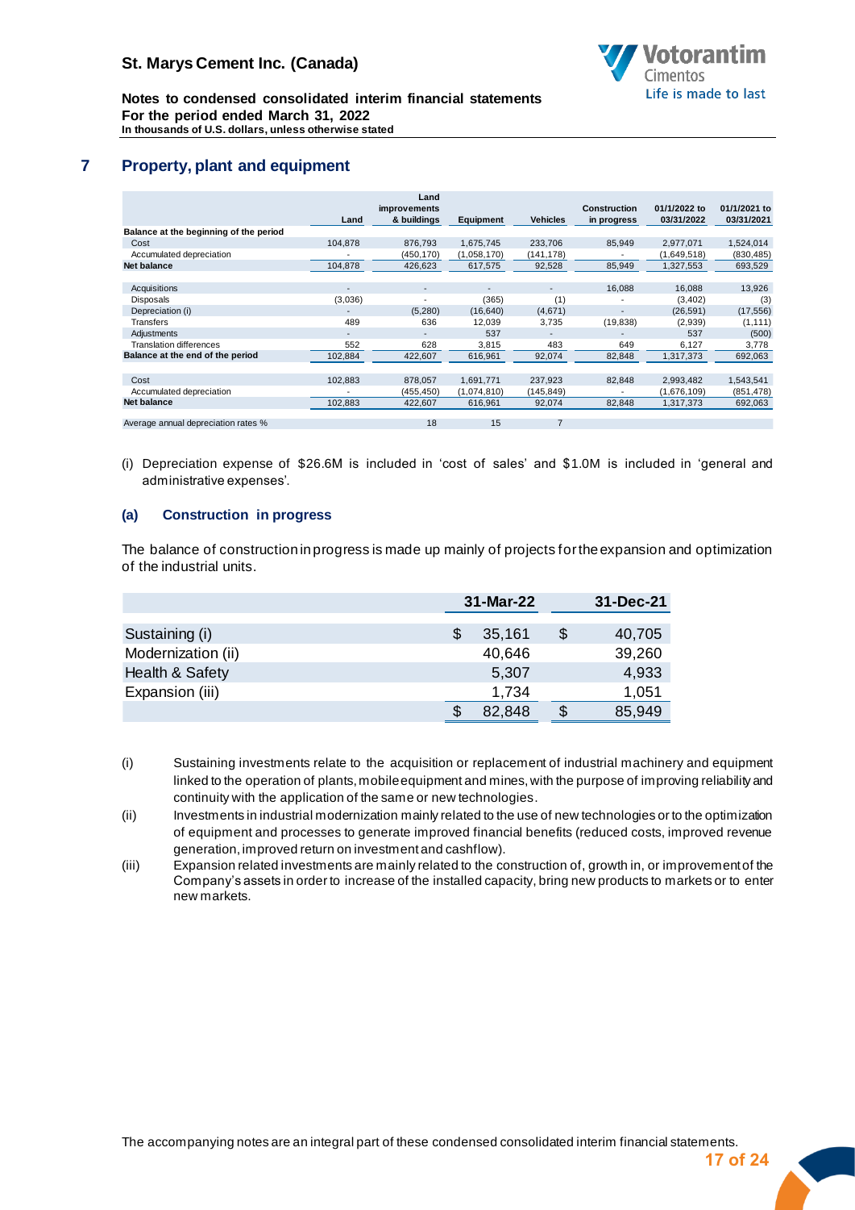# 7 Property, plant and equipment

| | Land | Land improvements & buildings | Equipment | Vehicles | Construction in progress | 01/1/2022 to 03/31/2022 | 01/1/2021 to 03/31/2021 |
|---|---|---|---|---|---|---|---|
| **Balance at the beginning of the period** | | | | | | | |
| Cost | 104,878 | 876,793 | 1,675,745 | 233,706 | 85,949 | 2,977,071 | 1,524,014 |
| Accumulated depreciation | - | (450,170) | (1,058,170) | (141,178) | - | (1,649,518) | (830,485) |
| **Net balance** | 104,878 | 426,623 | 617,575 | 92,528 | 85,949 | 1,327,553 | 693,529 |
| | | | | | | | |
| Acquisitions | - | - | - | - | 16,088 | 16,088 | 13,926 |
| Disposals | (3,036) | - | (365) | (1) | - | (3,402) | (3) |
| Depreciation (i) | - | (5,280) | (16,640) | (4,671) | - | (26,591) | (17,556) |
| Transfers | 489 | 636 | 12,039 | 3,735 | (19,838) | (2,939) | (1,111) |
| Adjustments | - | - | 537 | - | - | 537 | (500) |
| Translation differences | 552 | 628 | 3,815 | 483 | 649 | 6,127 | 3,778 |
| **Balance at the end of the period** | 102,884 | 422,607 | 616,961 | 92,074 | 82,848 | 1,317,373 | 692,063 |
| | | | | | | | |
| Cost | 102,883 | 878,057 | 1,691,771 | 237,923 | 82,848 | 2,993,482 | 1,543,541 |
| Accumulated depreciation | - | (455,450) | (1,074,810) | (145,849) | - | (1,676,109) | (851,478) |
| **Net balance** | 102,883 | 422,607 | 616,961 | 92,074 | 82,848 | 1,317,373 | 692,063 |
| | | | | | | | |
| Average annual depreciation rates % | | 18 | 15 | 7 | | | |

(i) Depreciation expense of $26.6M is included in 'cost of sales' and $1.0M is included in 'general and administrative expenses'.

## (a) Construction in progress

The balance of construction in progress is made up mainly of projects for the expansion and optimization of the industrial units.

| | 31-Mar-22 | 31-Dec-21 |
|---|---|---|
| Sustaining (i) | $ 35,161 | $ 40,705 |
| Modernization (ii) | 40,646 | 39,260 |
| Health & Safety | 5,307 | 4,933 |
| Expansion (iii) | 1,734 | 1,051 |
| | $ 82,848 | $ 85,949 |

(i) Sustaining investments relate to the acquisition or replacement of industrial machinery and equipment linked to the operation of plants, mobile equipment and mines, with the purpose of improving reliability and continuity with the application of the same or new technologies.

(ii) Investments in industrial modernization mainly related to the use of new technologies or to the optimization of equipment and processes to generate improved financial benefits (reduced costs, improved revenue generation, improved return on investment and cashflow).

(iii) Expansion related investments are mainly related to the construction of, growth in, or improvement of the Company's assets in order to increase of the installed capacity, bring new products to markets or to enter new markets.

The accompanying notes are an integral part of these condensed consolidated interim financial statements.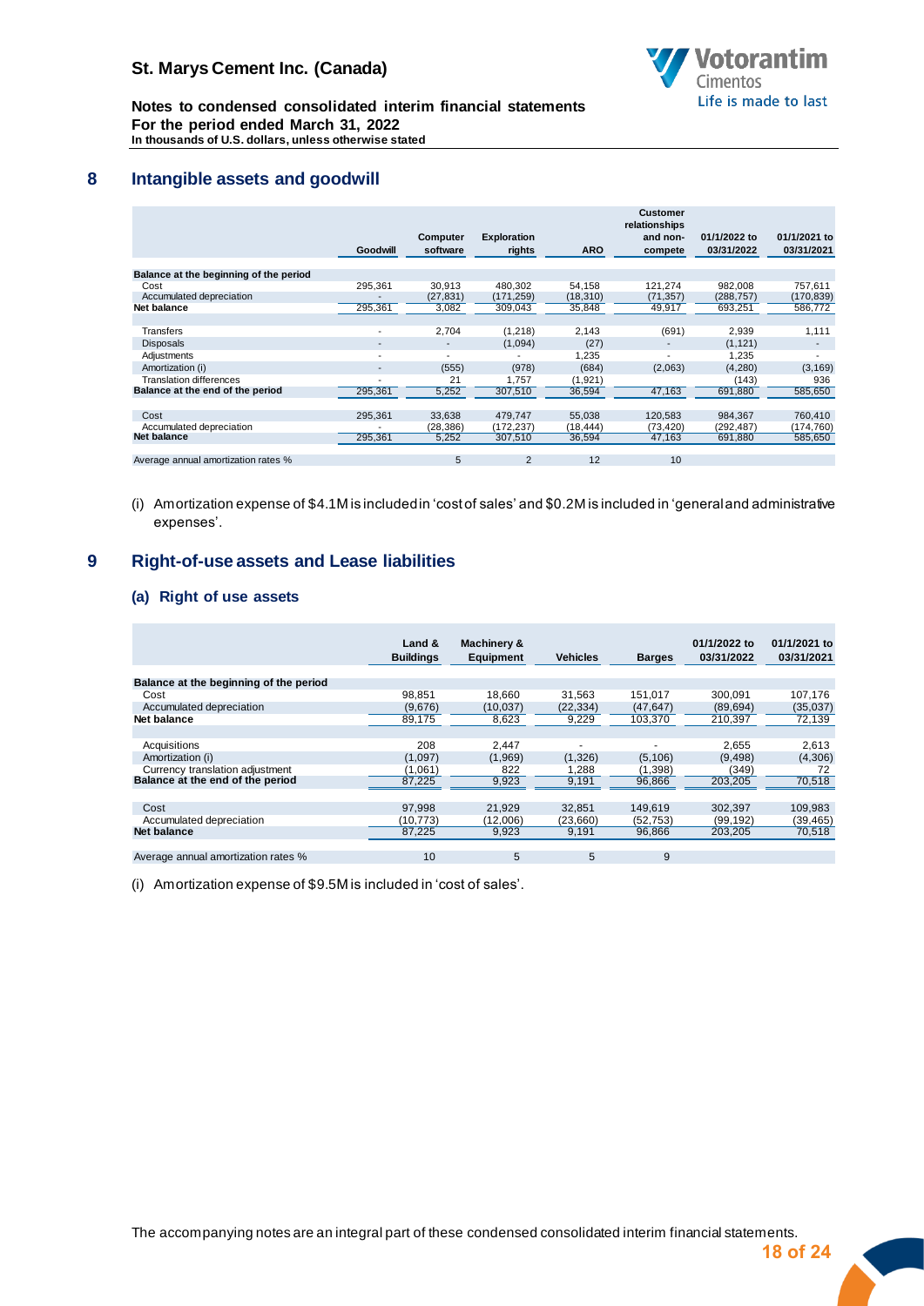## 8 Intangible assets and goodwill

| | Goodwill | Computer software | Exploration rights | ARO | Customer relationships and non-compete | 01/1/2022 to 03/31/2022 | 01/1/2021 to 03/31/2021 |
|---|---|---|---|---|---|---|---|
| **Balance at the beginning of the period** | | | | | | | |
| Cost | 295,361 | 30,913 | 480,302 | 54,158 | 121,274 | 982,008 | 757,611 |
| Accumulated depreciation | - | (27,831) | (171,259) | (18,310) | (71,357) | (288,757) | (170,839) |
| **Net balance** | 295,361 | 3,082 | 309,043 | 35,848 | 49,917 | 693,251 | 586,772 |
| | | | | | | | |
| Transfers | - | 2,704 | (1,218) | 2,143 | (691) | 2,939 | 1,111 |
| Disposals | - | - | (1,094) | (27) | - | (1,121) | - |
| Adjustments | - | - | - | 1,235 | - | 1,235 | - |
| Amortization (i) | - | (555) | (978) | (684) | (2,063) | (4,280) | (3,169) |
| Translation differences | - | 21 | 1,757 | (1,921) | | (143) | 936 |
| **Balance at the end of the period** | 295,361 | 5,252 | 307,510 | 36,594 | 47,163 | 691,880 | 585,650 |
| | | | | | | | |
| Cost | 295,361 | 33,638 | 479,747 | 55,038 | 120,583 | 984,367 | 760,410 |
| Accumulated depreciation | - | (28,386) | (172,237) | (18,444) | (73,420) | (292,487) | (174,760) |
| **Net balance** | 295,361 | 5,252 | 307,510 | 36,594 | 47,163 | 691,880 | 585,650 |
| | | | | | | | |
| Average annual amortization rates % | | 5 | 2 | 12 | 10 | | |

(i) Amortization expense of $4.1M is included in 'cost of sales' and $0.2M is included in 'general and administrative expenses'.

## 9 Right-of-use assets and Lease liabilities

### (a) Right of use assets

| | Land & Buildings | Machinery & Equipment | Vehicles | Barges | 01/1/2022 to 03/31/2022 | 01/1/2021 to 03/31/2021 |
|---|---|---|---|---|---|---|
| **Balance at the beginning of the period** | | | | | | |
| Cost | 98,851 | 18,660 | 31,563 | 151,017 | 300,091 | 107,176 |
| Accumulated depreciation | (9,676) | (10,037) | (22,334) | (47,647) | (89,694) | (35,037) |
| **Net balance** | 89,175 | 8,623 | 9,229 | 103,370 | 210,397 | 72,139 |
| | | | | | | |
| Acquisitions | 208 | 2,447 | - | - | 2,655 | 2,613 |
| Amortization (i) | (1,097) | (1,969) | (1,326) | (5,106) | (9,498) | (4,306) |
| Currency translation adjustment | (1,061) | 822 | 1,288 | (1,398) | (349) | 72 |
| **Balance at the end of the period** | 87,225 | 9,923 | 9,191 | 96,866 | 203,205 | 70,518 |
| | | | | | | |
| Cost | 97,998 | 21,929 | 32,851 | 149,619 | 302,397 | 109,983 |
| Accumulated depreciation | (10,773) | (12,006) | (23,660) | (52,753) | (99,192) | (39,465) |
| **Net balance** | 87,225 | 9,923 | 9,191 | 96,866 | 203,205 | 70,518 |
| | | | | | | |
| Average annual amortization rates % | 10 | 5 | 5 | 9 | | |

(i) Amortization expense of $9.5M is included in 'cost of sales'.

The accompanying notes are an integral part of these condensed consolidated interim financial statements.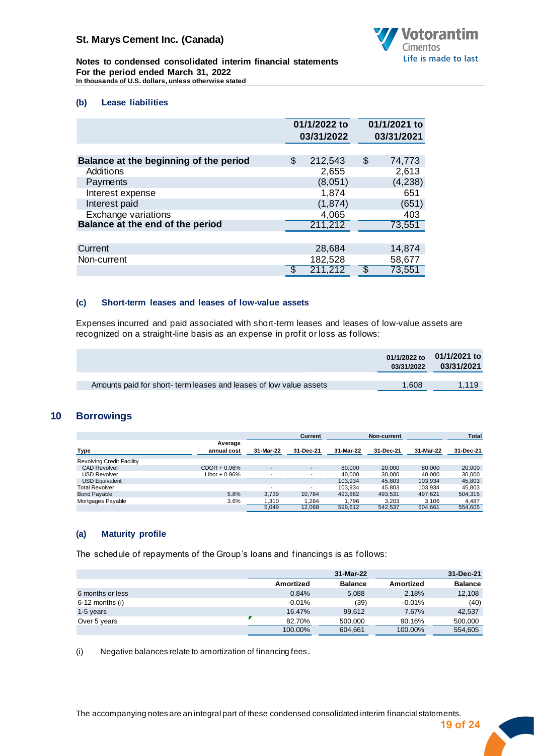### (b) Lease liabilities

| | 01/1/2022 to 03/31/2022 | 01/1/2021 to 03/31/2021 |
|---|---|---|
| **Balance at the beginning of the period** | $ 212,543 | $ 74,773 |
| Additions | 2,655 | 2,613 |
| Payments | (8,051) | (4,238) |
| Interest expense | 1,874 | 651 |
| Interest paid | (1,874) | (651) |
| Exchange variations | 4,065 | 403 |
| **Balance at the end of the period** | 211,212 | 73,551 |
| | | |
| Current | 28,684 | 14,874 |
| Non-current | 182,528 | 58,677 |
| | $ 211,212 | $ 73,551 |

### (c) Short-term leases and leases of low-value assets

Expenses incurred and paid associated with short-term leases and leases of low-value assets are recognized on a straight-line basis as an expense in profit or loss as follows:

| | 01/1/2022 to 03/31/2022 | 01/1/2021 to 03/31/2021 |
|---|---|---|
| Amounts paid for short- term leases and leases of low value assets | 1,608 | 1,119 |

## 10 Borrowings

| | | Current | | Non-current | | Total | |
|---|---|---|---|---|---|---|---|
| **Type** | **Average annual cost** | **31-Mar-22** | **31-Dec-21** | **31-Mar-22** | **31-Dec-21** | **31-Mar-22** | **31-Dec-21** |
| Revolving Credit Facility | | | | | | | |
| CAD Revolver | CDOR + 0.96% | - | - | 80,000 | 20,000 | 80,000 | 20,000 |
| USD Revolver | Libor + 0.96% | - | - | 40,000 | 30,000 | 40,000 | 30,000 |
| USD Equivalent | | | | 103,934 | 45,803 | 103,934 | 45,803 |
| Total Revolver | | - | - | 103,934 | 45,803 | 103,934 | 45,803 |
| Bond Payable | 5.8% | 3,739 | 10,784 | 493,882 | 493,531 | 497,621 | 504,315 |
| Mortgages Payable | 3.6% | 1,310 | 1,284 | 1,796 | 3,203 | 3,106 | 4,487 |
| | | 5,049 | 12,068 | 599,612 | 542,537 | 604,661 | 554,605 |

### (a) Maturity profile

The schedule of repayments of the Group's loans and financings is as follows:

| | 31-Mar-22 | | 31-Dec-21 | |
|---|---|---|---|---|
| | **Amortized** | **Balance** | **Amortized** | **Balance** |
| 6 months or less | 0.84% | 5,088 | 2.18% | 12,108 |
| 6-12 months (i) | -0.01% | (39) | -0.01% | (40) |
| 1-5 years | 16.47% | 99,612 | 7.67% | 42,537 |
| Over 5 years | 82.70% | 500,000 | 90.16% | 500,000 |
| | 100.00% | 604,661 | 100.00% | 554,605 |

(i) Negative balances relate to amortization of financing fees.

The accompanying notes are an integral part of these condensed consolidated interim financial statements.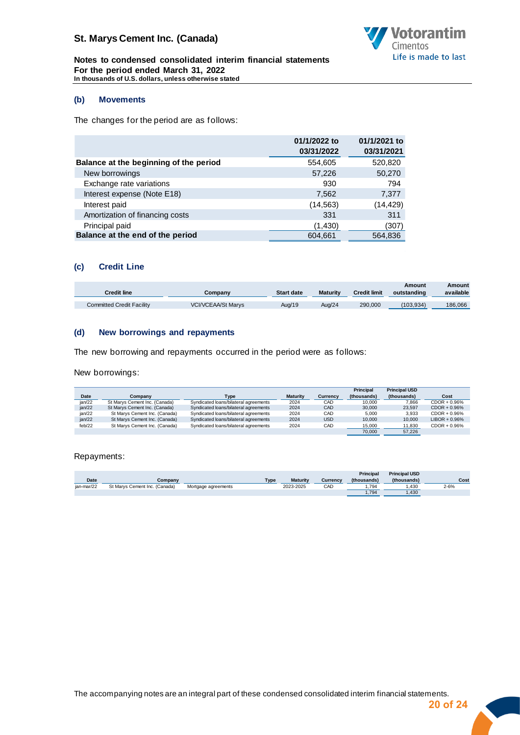### (b) Movements

The changes for the period are as follows:

| | 01/1/2022 to 03/31/2022 | 01/1/2021 to 03/31/2021 |
|---|---|---|
| **Balance at the beginning of the period** | 554,605 | 520,820 |
| New borrowings | 57,226 | 50,270 |
| Exchange rate variations | 930 | 794 |
| Interest expense (Note E18) | 7,562 | 7,377 |
| Interest paid | (14,563) | (14,429) |
| Amortization of financing costs | 331 | 311 |
| Principal paid | (1,430) | (307) |
| **Balance at the end of the period** | 604,661 | 564,836 |

### (c) Credit Line

| Credit line | Company | Start date | Maturity | Credit limit | Amount outstanding | Amount available |
|---|---|---|---|---|---|---|
| Committed Credit Facility | VCI/VCEAA/St Marys | Aug/19 | Aug/24 | 290,000 | (103,934) | 186,066 |

### (d) New borrowings and repayments

The new borrowing and repayments occurred in the period were as follows:

New borrowings:

| Date | Company | Type | Maturity | Currency | Principal (thousands) | Principal USD (thousands) | Cost |
|---|---|---|---|---|---|---|---|
| jan/22 | St Marys Cement Inc. (Canada) | Syndicated loans/bilateral agreements | 2024 | CAD | 10,000 | 7,866 | CDOR + 0.96% |
| jan/22 | St Marys Cement Inc. (Canada) | Syndicated loans/bilateral agreements | 2024 | CAD | 30,000 | 23,597 | CDOR + 0.96% |
| jan/22 | St Marys Cement Inc. (Canada) | Syndicated loans/bilateral agreements | 2024 | CAD | 5,000 | 3,933 | CDOR + 0.96% |
| jan/22 | St Marys Cement Inc. (Canada) | Syndicated loans/bilateral agreements | 2024 | USD | 10,000 | 10,000 | LIBOR + 0.96% |
| feb/22 | St Marys Cement Inc. (Canada) | Syndicated loans/bilateral agreements | 2024 | CAD | 15,000 | 11,830 | CDOR + 0.96% |
| | | | | | 70,000 | 57,226 | |

Repayments:

| Date | Company | Type | Maturity | Currency | Principal (thousands) | Principal USD (thousands) | Cost |
|---|---|---|---|---|---|---|---|
| jan-mar/22 | St Marys Cement Inc. (Canada) | Mortgage agreements | 2023-2025 | CAD | 1,794 | 1,430 | 2-6% |
| | | | | | 1,794 | 1,430 | |

The accompanying notes are an integral part of these condensed consolidated interim financial statements.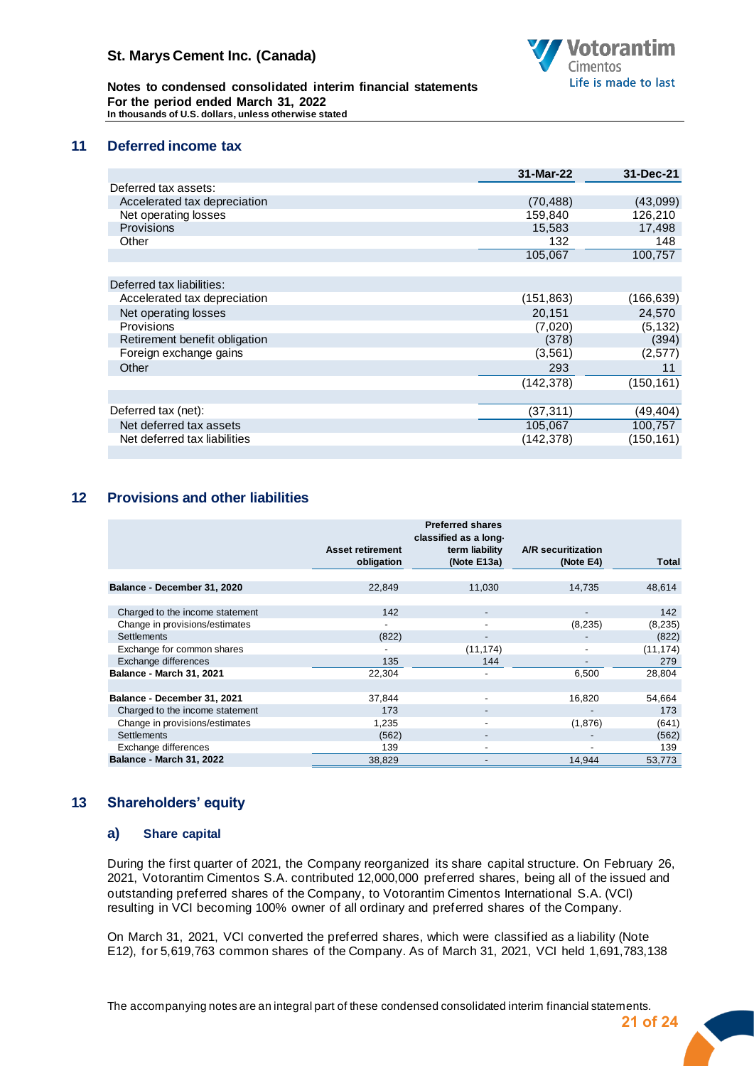## 11 Deferred income tax

| | 31-Mar-22 | 31-Dec-21 |
|---|---|---|
| Deferred tax assets: | | |
| Accelerated tax depreciation | (70,488) | (43,099) |
| Net operating losses | 159,840 | 126,210 |
| Provisions | 15,583 | 17,498 |
| Other | 132 | 148 |
| | 105,067 | 100,757 |
| | | |
| Deferred tax liabilities: | | |
| Accelerated tax depreciation | (151,863) | (166,639) |
| Net operating losses | 20,151 | 24,570 |
| Provisions | (7,020) | (5,132) |
| Retirement benefit obligation | (378) | (394) |
| Foreign exchange gains | (3,561) | (2,577) |
| Other | 293 | 11 |
| | (142,378) | (150,161) |
| | | |
| Deferred tax (net): | (37,311) | (49,404) |
| Net deferred tax assets | 105,067 | 100,757 |
| Net deferred tax liabilities | (142,378) | (150,161) |

## 12 Provisions and other liabilities

| | Asset retirement obligation | Preferred shares classified as a long-term liability (Note E13a) | A/R securitization (Note E4) | Total |
|---|---|---|---|---|
| **Balance - December 31, 2020** | 22,849 | 11,030 | 14,735 | 48,614 |
| | | | | |
| Charged to the income statement | 142 | - | - | 142 |
| Change in provisions/estimates | - | - | (8,235) | (8,235) |
| Settlements | (822) | - | - | (822) |
| Exchange for common shares | - | (11,174) | - | (11,174) |
| Exchange differences | 135 | 144 | - | 279 |
| **Balance - March 31, 2021** | 22,304 | - | 6,500 | 28,804 |
| | | | | |
| **Balance - December 31, 2021** | 37,844 | - | 16,820 | 54,664 |
| Charged to the income statement | 173 | - | - | 173 |
| Change in provisions/estimates | 1,235 | - | (1,876) | (641) |
| Settlements | (562) | - | - | (562) |
| Exchange differences | 139 | - | - | 139 |
| **Balance - March 31, 2022** | 38,829 | - | 14,944 | 53,773 |

## 13 Shareholders' equity

### a) Share capital

During the first quarter of 2021, the Company reorganized its share capital structure. On February 26, 2021, Votorantim Cimentos S.A. contributed 12,000,000 preferred shares, being all of the issued and outstanding preferred shares of the Company, to Votorantim Cimentos International S.A. (VCI) resulting in VCI becoming 100% owner of all ordinary and preferred shares of the Company.

On March 31, 2021, VCI converted the preferred shares, which were classified as a liability (Note E12), for 5,619,763 common shares of the Company. As of March 31, 2021, VCI held 1,691,783,138

The accompanying notes are an integral part of these condensed consolidated interim financial statements.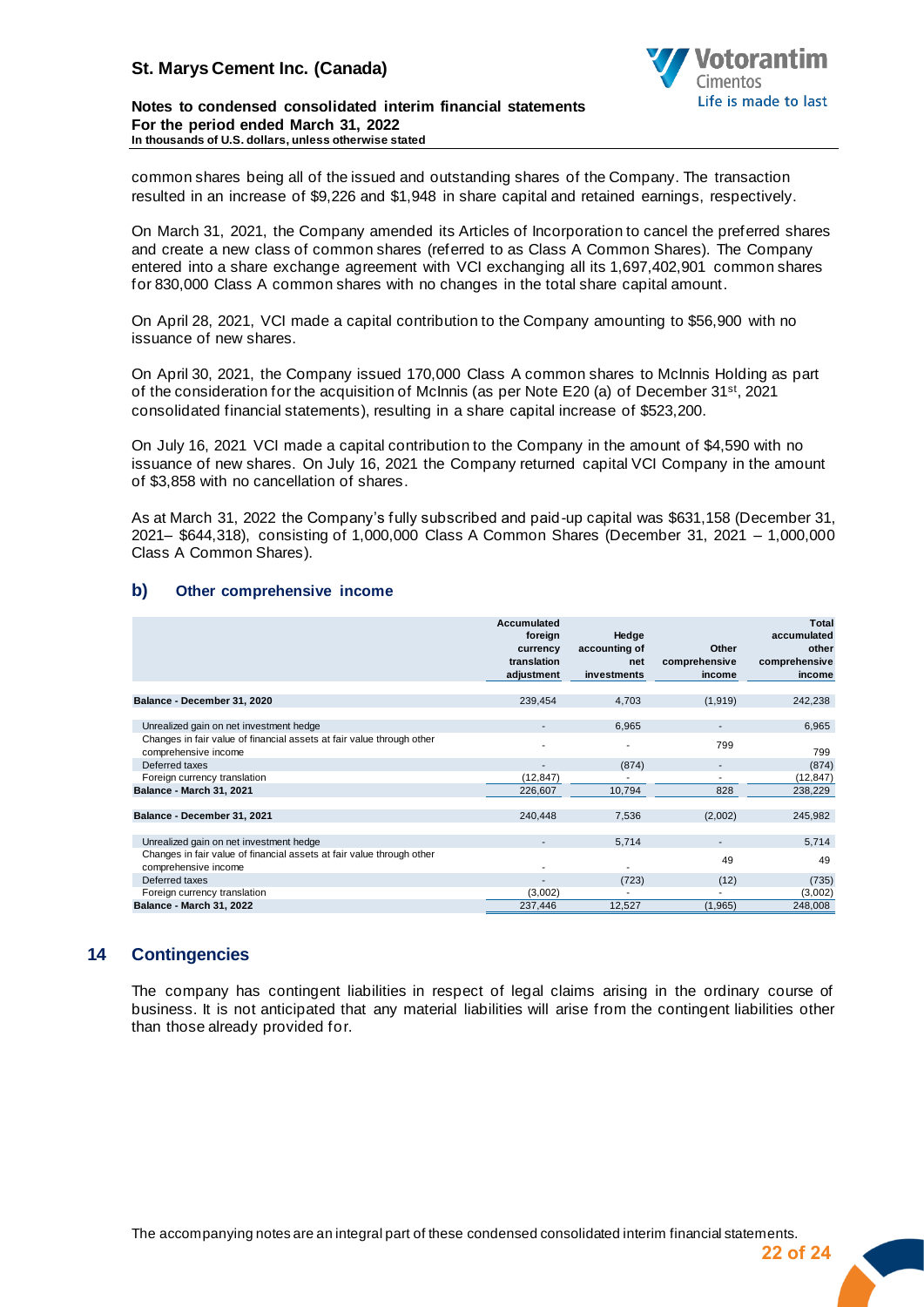common shares being all of the issued and outstanding shares of the Company. The transaction resulted in an increase of $9,226 and $1,948 in share capital and retained earnings, respectively.

On March 31, 2021, the Company amended its Articles of Incorporation to cancel the preferred shares and create a new class of common shares (referred to as Class A Common Shares). The Company entered into a share exchange agreement with VCI exchanging all its 1,697,402,901 common shares for 830,000 Class A common shares with no changes in the total share capital amount.

On April 28, 2021, VCI made a capital contribution to the Company amounting to $56,900 with no issuance of new shares.

On April 30, 2021, the Company issued 170,000 Class A common shares to McInnis Holding as part of the consideration for the acquisition of McInnis (as per Note E20 (a) of December 31st, 2021 consolidated financial statements), resulting in a share capital increase of $523,200.

On July 16, 2021 VCI made a capital contribution to the Company in the amount of $4,590 with no issuance of new shares. On July 16, 2021 the Company returned capital VCI Company in the amount of $3,858 with no cancellation of shares.

As at March 31, 2022 the Company's fully subscribed and paid-up capital was $631,158 (December 31, 2021– $644,318), consisting of 1,000,000 Class A Common Shares (December 31, 2021 – 1,000,000 Class A Common Shares).

### b) Other comprehensive income

| | Accumulated foreign currency translation adjustment | Hedge accounting of net investments | Other comprehensive income | Total accumulated other comprehensive income |
|---|---|---|---|---|
| **Balance - December 31, 2020** | 239,454 | 4,703 | (1,919) | 242,238 |
| Unrealized gain on net investment hedge | - | 6,965 | - | 6,965 |
| Changes in fair value of financial assets at fair value through other comprehensive income | - | - | 799 | 799 |
| Deferred taxes | - | (874) | - | (874) |
| Foreign currency translation | (12,847) | - | - | (12,847) |
| **Balance - March 31, 2021** | 226,607 | 10,794 | 828 | 238,229 |
| **Balance - December 31, 2021** | 240,448 | 7,536 | (2,002) | 245,982 |
| Unrealized gain on net investment hedge | - | 5,714 | - | 5,714 |
| Changes in fair value of financial assets at fair value through other comprehensive income | - | - | 49 | 49 |
| Deferred taxes | - | (723) | (12) | (735) |
| Foreign currency translation | (3,002) | - | - | (3,002) |
| **Balance - March 31, 2022** | 237,446 | 12,527 | (1,965) | 248,008 |

## 14 Contingencies

The company has contingent liabilities in respect of legal claims arising in the ordinary course of business. It is not anticipated that any material liabilities will arise from the contingent liabilities other than those already provided for.

The accompanying notes are an integral part of these condensed consolidated interim financial statements.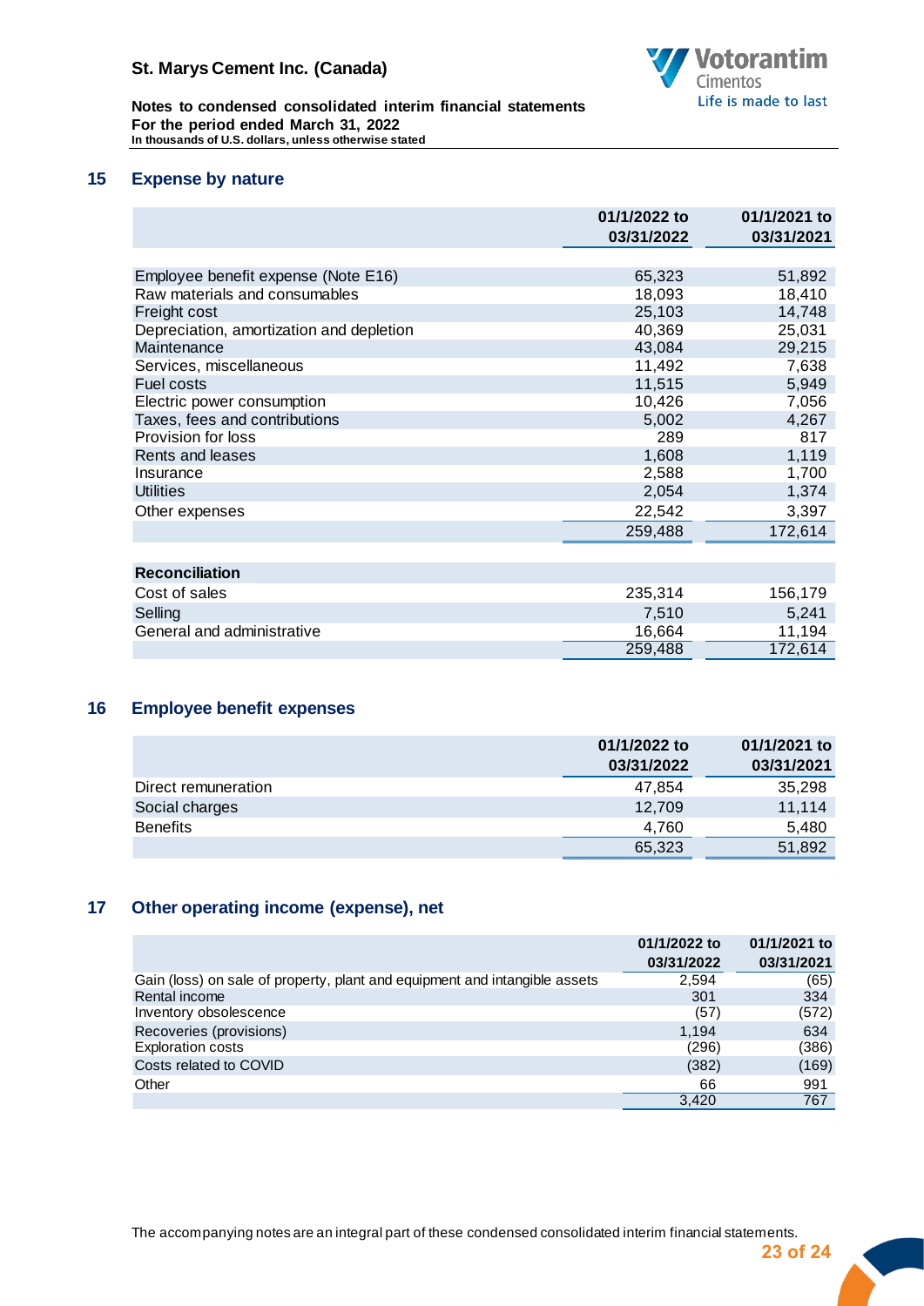## 15 Expense by nature

| | 01/1/2022 to 03/31/2022 | 01/1/2021 to 03/31/2021 |
|---|---|---|
| Employee benefit expense (Note E16) | 65,323 | 51,892 |
| Raw materials and consumables | 18,093 | 18,410 |
| Freight cost | 25,103 | 14,748 |
| Depreciation, amortization and depletion | 40,369 | 25,031 |
| Maintenance | 43,084 | 29,215 |
| Services, miscellaneous | 11,492 | 7,638 |
| Fuel costs | 11,515 | 5,949 |
| Electric power consumption | 10,426 | 7,056 |
| Taxes, fees and contributions | 5,002 | 4,267 |
| Provision for loss | 289 | 817 |
| Rents and leases | 1,608 | 1,119 |
| Insurance | 2,588 | 1,700 |
| Utilities | 2,054 | 1,374 |
| Other expenses | 22,542 | 3,397 |
| | 259,488 | 172,614 |
| **Reconciliation** | | |
| Cost of sales | 235,314 | 156,179 |
| Selling | 7,510 | 5,241 |
| General and administrative | 16,664 | 11,194 |
| | 259,488 | 172,614 |

## 16 Employee benefit expenses

| | 01/1/2022 to 03/31/2022 | 01/1/2021 to 03/31/2021 |
|---|---|---|
| Direct remuneration | 47,854 | 35,298 |
| Social charges | 12,709 | 11,114 |
| Benefits | 4,760 | 5,480 |
| | 65,323 | 51,892 |

## 17 Other operating income (expense), net

| | 01/1/2022 to 03/31/2022 | 01/1/2021 to 03/31/2021 |
|---|---|---|
| Gain (loss) on sale of property, plant and equipment and intangible assets | 2,594 | (65) |
| Rental income | 301 | 334 |
| Inventory obsolescence | (57) | (572) |
| Recoveries (provisions) | 1,194 | 634 |
| Exploration costs | (296) | (386) |
| Costs related to COVID | (382) | (169) |
| Other | 66 | 991 |
| | 3,420 | 767 |

The accompanying notes are an integral part of these condensed consolidated interim financial statements.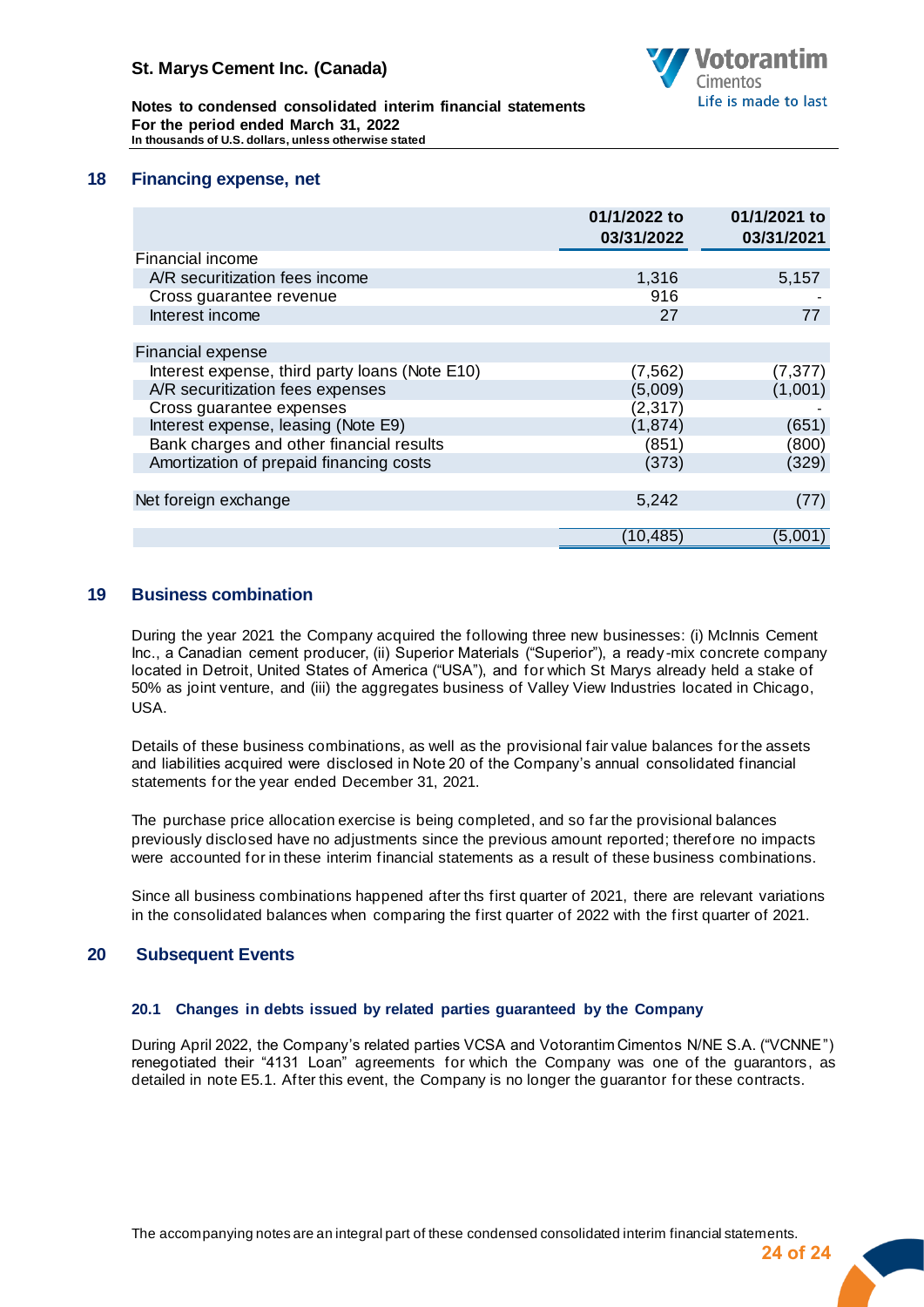## 18 Financing expense, net

| | 01/1/2022 to 03/31/2022 | 01/1/2021 to 03/31/2021 |
|---|---|---|
| Financial income | | |
| A/R securitization fees income | 1,316 | 5,157 |
| Cross guarantee revenue | 916 | - |
| Interest income | 27 | 77 |
| | | |
| Financial expense | | |
| Interest expense, third party loans (Note E10) | (7,562) | (7,377) |
| A/R securitization fees expenses | (5,009) | (1,001) |
| Cross guarantee expenses | (2,317) | - |
| Interest expense, leasing (Note E9) | (1,874) | (651) |
| Bank charges and other financial results | (851) | (800) |
| Amortization of prepaid financing costs | (373) | (329) |
| | | |
| Net foreign exchange | 5,242 | (77) |
| | | |
| | (10,485) | (5,001) |

## 19 Business combination

During the year 2021 the Company acquired the following three new businesses: (i) McInnis Cement Inc., a Canadian cement producer, (ii) Superior Materials ("Superior"), a ready-mix concrete company located in Detroit, United States of America ("USA"), and for which St Marys already held a stake of 50% as joint venture, and (iii) the aggregates business of Valley View Industries located in Chicago, USA.

Details of these business combinations, as well as the provisional fair value balances for the assets and liabilities acquired were disclosed in Note 20 of the Company's annual consolidated financial statements for the year ended December 31, 2021.

The purchase price allocation exercise is being completed, and so far the provisional balances previously disclosed have no adjustments since the previous amount reported; therefore no impacts were accounted for in these interim financial statements as a result of these business combinations.

Since all business combinations happened after ths first quarter of 2021, there are relevant variations in the consolidated balances when comparing the first quarter of 2022 with the first quarter of 2021.

## 20 Subsequent Events

### 20.1 Changes in debts issued by related parties guaranteed by the Company

During April 2022, the Company's related parties VCSA and Votorantim Cimentos N/NE S.A. ("VCNNE") renegotiated their "4131 Loan" agreements for which the Company was one of the guarantors, as detailed in note E5.1. After this event, the Company is no longer the guarantor for these contracts.

The accompanying notes are an integral part of these condensed consolidated interim financial statements.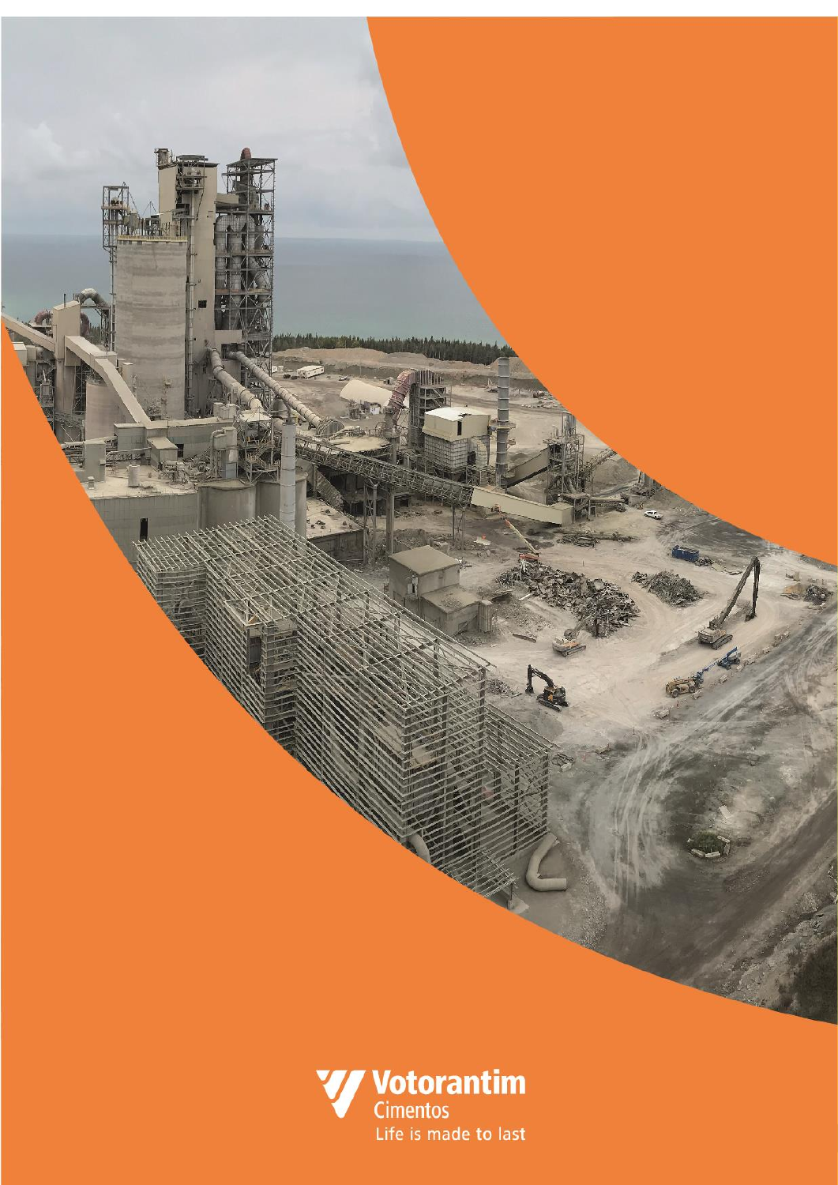Votorantim
Cimentos
Life is made to last